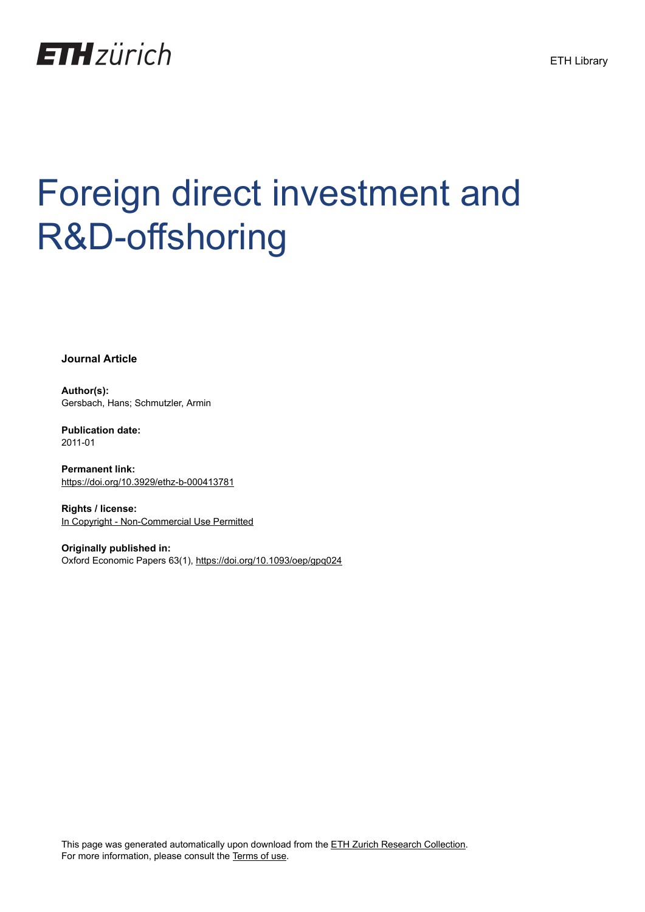ETH zürich

ETH Library

# Foreign direct investment and R&D-offshoring

**Journal Article**

**Author(s):**
Gersbach, Hans; Schmutzler, Armin

**Publication date:**
2011-01

**Permanent link:**
https://doi.org/10.3929/ethz-b-000413781

**Rights / license:**
In Copyright - Non-Commercial Use Permitted

**Originally published in:**
Oxford Economic Papers 63(1), https://doi.org/10.1093/oep/gpq024

This page was generated automatically upon download from the ETH Zurich Research Collection.
For more information, please consult the Terms of use.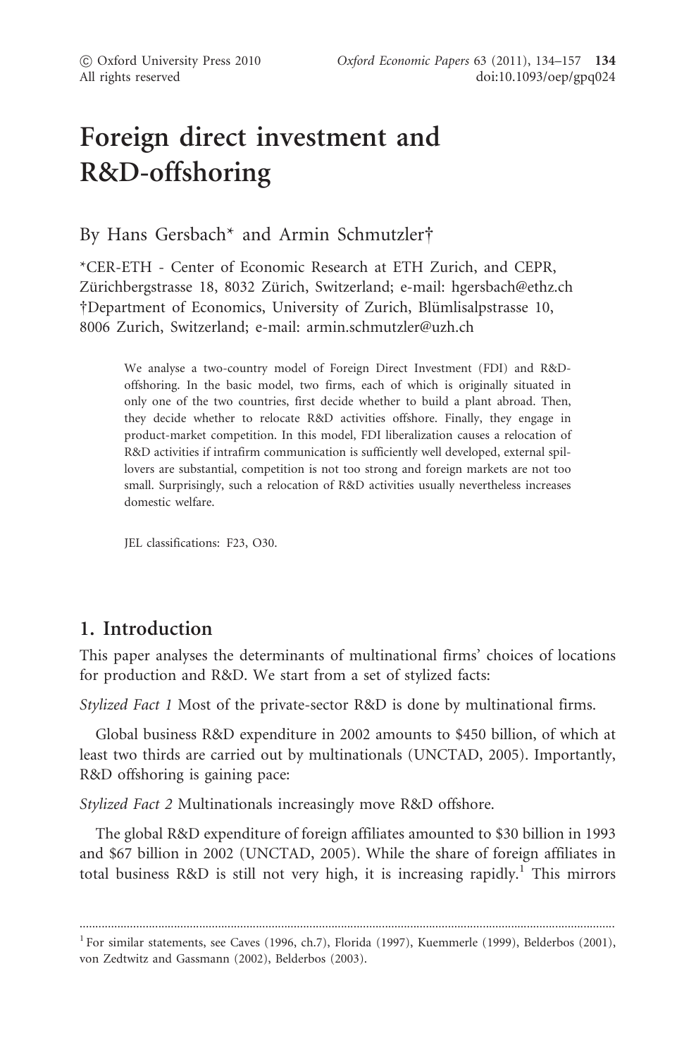# Foreign direct investment and R&D-offshoring

By Hans Gersbach* and Armin Schmutzler†

*CER-ETH - Center of Economic Research at ETH Zurich, and CEPR, Zürichbergstrasse 18, 8032 Zürich, Switzerland; e-mail: hgersbach@ethz.ch
†Department of Economics, University of Zurich, Blümlisalpstrasse 10, 8006 Zurich, Switzerland; e-mail: armin.schmutzler@uzh.ch

We analyse a two-country model of Foreign Direct Investment (FDI) and R&D-offshoring. In the basic model, two firms, each of which is originally situated in only one of the two countries, first decide whether to build a plant abroad. Then, they decide whether to relocate R&D activities offshore. Finally, they engage in product-market competition. In this model, FDI liberalization causes a relocation of R&D activities if intrafirm communication is sufficiently well developed, external spillovers are substantial, competition is not too strong and foreign markets are not too small. Surprisingly, such a relocation of R&D activities usually nevertheless increases domestic welfare.

JEL classifications: F23, O30.

## 1. Introduction

This paper analyses the determinants of multinational firms' choices of locations for production and R&D. We start from a set of stylized facts:

*Stylized Fact 1* Most of the private-sector R&D is done by multinational firms.

Global business R&D expenditure in 2002 amounts to $450 billion, of which at least two thirds are carried out by multinationals (UNCTAD, 2005). Importantly, R&D offshoring is gaining pace:

*Stylized Fact 2* Multinationals increasingly move R&D offshore.

The global R&D expenditure of foreign affiliates amounted to $30 billion in 1993 and $67 billion in 2002 (UNCTAD, 2005). While the share of foreign affiliates in total business R&D is still not very high, it is increasing rapidly.[1] This mirrors

[1] For similar statements, see Caves (1996, ch.7), Florida (1997), Kuemmerle (1999), Belderbos (2001), von Zedtwitz and Gassmann (2002), Belderbos (2003).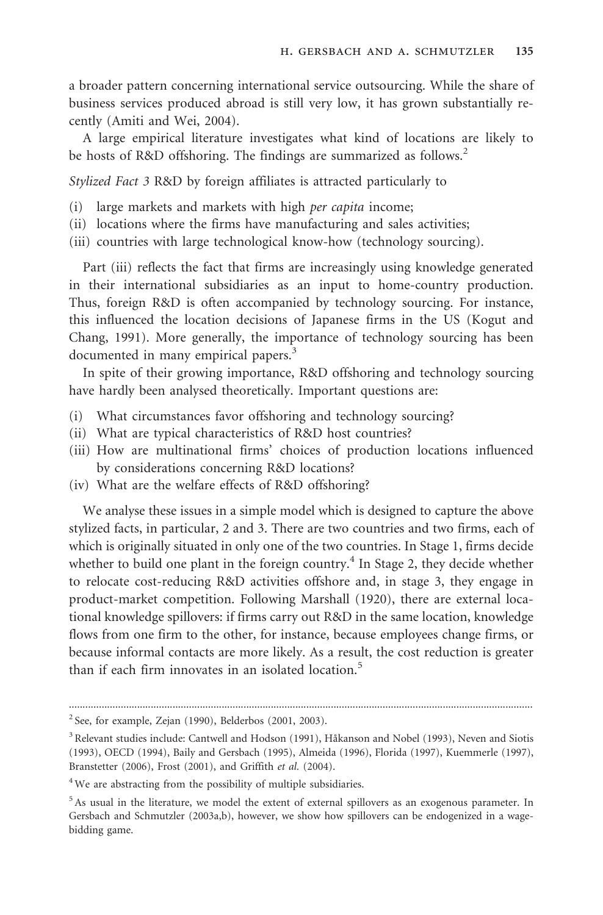a broader pattern concerning international service outsourcing. While the share of business services produced abroad is still very low, it has grown substantially recently (Amiti and Wei, 2004).

A large empirical literature investigates what kind of locations are likely to be hosts of R&D offshoring. The findings are summarized as follows.[2]

*Stylized Fact 3* R&D by foreign affiliates is attracted particularly to

(i) large markets and markets with high *per capita* income;
(ii) locations where the firms have manufacturing and sales activities;
(iii) countries with large technological know-how (technology sourcing).

Part (iii) reflects the fact that firms are increasingly using knowledge generated in their international subsidiaries as an input to home-country production. Thus, foreign R&D is often accompanied by technology sourcing. For instance, this influenced the location decisions of Japanese firms in the US (Kogut and Chang, 1991). More generally, the importance of technology sourcing has been documented in many empirical papers.[3]

In spite of their growing importance, R&D offshoring and technology sourcing have hardly been analysed theoretically. Important questions are:

(i) What circumstances favor offshoring and technology sourcing?
(ii) What are typical characteristics of R&D host countries?
(iii) How are multinational firms' choices of production locations influenced by considerations concerning R&D locations?
(iv) What are the welfare effects of R&D offshoring?

We analyse these issues in a simple model which is designed to capture the above stylized facts, in particular, 2 and 3. There are two countries and two firms, each of which is originally situated in only one of the two countries. In Stage 1, firms decide whether to build one plant in the foreign country.[4] In Stage 2, they decide whether to relocate cost-reducing R&D activities offshore and, in stage 3, they engage in product-market competition. Following Marshall (1920), there are external locational knowledge spillovers: if firms carry out R&D in the same location, knowledge flows from one firm to the other, for instance, because employees change firms, or because informal contacts are more likely. As a result, the cost reduction is greater than if each firm innovates in an isolated location.[5]

---

[2] See, for example, Zejan (1990), Belderbos (2001, 2003).

[3] Relevant studies include: Cantwell and Hodson (1991), Håkanson and Nobel (1993), Neven and Siotis (1993), OECD (1994), Baily and Gersbach (1995), Almeida (1996), Florida (1997), Kuemmerle (1997), Branstetter (2006), Frost (2001), and Griffith *et al.* (2004).

[4] We are abstracting from the possibility of multiple subsidiaries.

[5] As usual in the literature, we model the extent of external spillovers as an exogenous parameter. In Gersbach and Schmutzler (2003a,b), however, we show how spillovers can be endogenized in a wage-bidding game.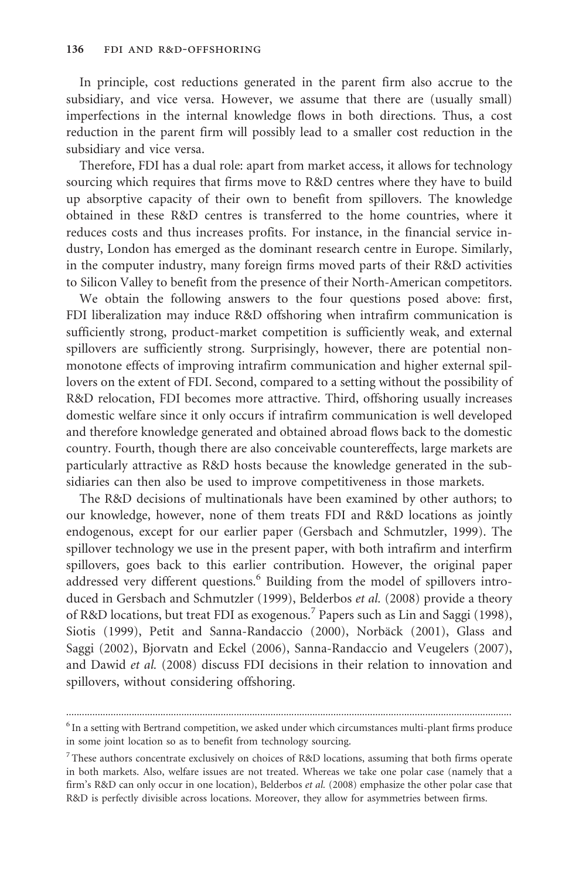In principle, cost reductions generated in the parent firm also accrue to the subsidiary, and vice versa. However, we assume that there are (usually small) imperfections in the internal knowledge flows in both directions. Thus, a cost reduction in the parent firm will possibly lead to a smaller cost reduction in the subsidiary and vice versa.

Therefore, FDI has a dual role: apart from market access, it allows for technology sourcing which requires that firms move to R&D centres where they have to build up absorptive capacity of their own to benefit from spillovers. The knowledge obtained in these R&D centres is transferred to the home countries, where it reduces costs and thus increases profits. For instance, in the financial service industry, London has emerged as the dominant research centre in Europe. Similarly, in the computer industry, many foreign firms moved parts of their R&D activities to Silicon Valley to benefit from the presence of their North-American competitors.

We obtain the following answers to the four questions posed above: first, FDI liberalization may induce R&D offshoring when intrafirm communication is sufficiently strong, product-market competition is sufficiently weak, and external spillovers are sufficiently strong. Surprisingly, however, there are potential non-monotone effects of improving intrafirm communication and higher external spillovers on the extent of FDI. Second, compared to a setting without the possibility of R&D relocation, FDI becomes more attractive. Third, offshoring usually increases domestic welfare since it only occurs if intrafirm communication is well developed and therefore knowledge generated and obtained abroad flows back to the domestic country. Fourth, though there are also conceivable countereffects, large markets are particularly attractive as R&D hosts because the knowledge generated in the subsidiaries can then also be used to improve competitiveness in those markets.

The R&D decisions of multinationals have been examined by other authors; to our knowledge, however, none of them treats FDI and R&D locations as jointly endogenous, except for our earlier paper (Gersbach and Schmutzler, 1999). The spillover technology we use in the present paper, with both intrafirm and interfirm spillovers, goes back to this earlier contribution. However, the original paper addressed very different questions.[6] Building from the model of spillovers introduced in Gersbach and Schmutzler (1999), Belderbos *et al.* (2008) provide a theory of R&D locations, but treat FDI as exogenous.[7] Papers such as Lin and Saggi (1998), Siotis (1999), Petit and Sanna-Randaccio (2000), Norbäck (2001), Glass and Saggi (2002), Bjorvatn and Eckel (2006), Sanna-Randaccio and Veugelers (2007), and Dawid *et al.* (2008) discuss FDI decisions in their relation to innovation and spillovers, without considering offshoring.

---

[6] In a setting with Bertrand competition, we asked under which circumstances multi-plant firms produce in some joint location so as to benefit from technology sourcing.

[7] These authors concentrate exclusively on choices of R&D locations, assuming that both firms operate in both markets. Also, welfare issues are not treated. Whereas we take one polar case (namely that a firm's R&D can only occur in one location), Belderbos *et al.* (2008) emphasize the other polar case that R&D is perfectly divisible across locations. Moreover, they allow for asymmetries between firms.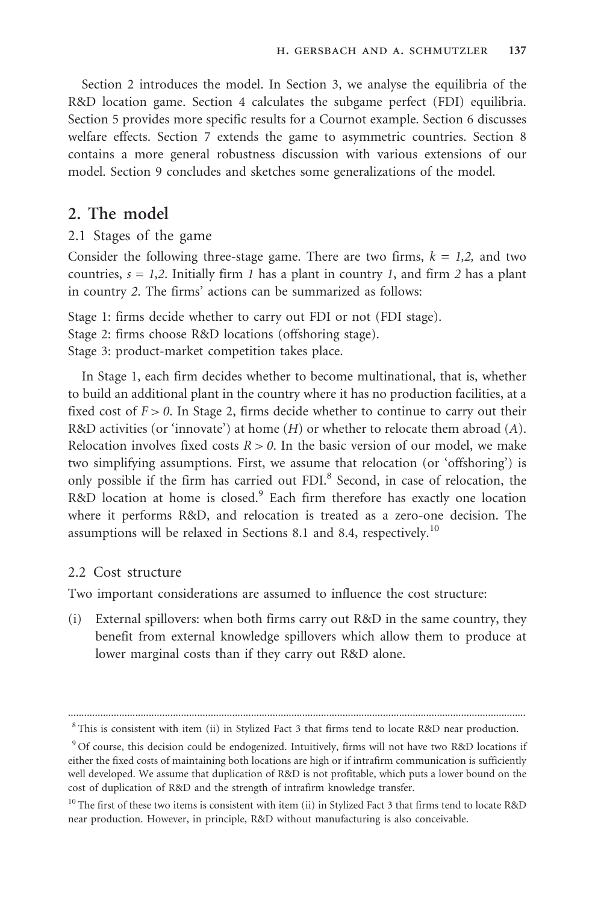Section 2 introduces the model. In Section 3, we analyse the equilibria of the R&D location game. Section 4 calculates the subgame perfect (FDI) equilibria. Section 5 provides more specific results for a Cournot example. Section 6 discusses welfare effects. Section 7 extends the game to asymmetric countries. Section 8 contains a more general robustness discussion with various extensions of our model. Section 9 concludes and sketches some generalizations of the model.

## 2. The model

### 2.1 Stages of the game

Consider the following three-stage game. There are two firms, $k = 1,2$, and two countries, $s = 1,2$. Initially firm *1* has a plant in country *1*, and firm *2* has a plant in country *2*. The firms' actions can be summarized as follows:

Stage 1: firms decide whether to carry out FDI or not (FDI stage).
Stage 2: firms choose R&D locations (offshoring stage).
Stage 3: product-market competition takes place.

In Stage 1, each firm decides whether to become multinational, that is, whether to build an additional plant in the country where it has no production facilities, at a fixed cost of $F > 0$. In Stage 2, firms decide whether to continue to carry out their R&D activities (or 'innovate') at home ($H$) or whether to relocate them abroad ($A$). Relocation involves fixed costs $R > 0$. In the basic version of our model, we make two simplifying assumptions. First, we assume that relocation (or 'offshoring') is only possible if the firm has carried out FDI.[8] Second, in case of relocation, the R&D location at home is closed.[9] Each firm therefore has exactly one location where it performs R&D, and relocation is treated as a zero-one decision. The assumptions will be relaxed in Sections 8.1 and 8.4, respectively.[10]

### 2.2 Cost structure

Two important considerations are assumed to influence the cost structure:

(i) External spillovers: when both firms carry out R&D in the same country, they benefit from external knowledge spillovers which allow them to produce at lower marginal costs than if they carry out R&D alone.

---

[8] This is consistent with item (ii) in Stylized Fact 3 that firms tend to locate R&D near production.

[9] Of course, this decision could be endogenized. Intuitively, firms will not have two R&D locations if either the fixed costs of maintaining both locations are high or if intrafirm communication is sufficiently well developed. We assume that duplication of R&D is not profitable, which puts a lower bound on the cost of duplication of R&D and the strength of intrafirm knowledge transfer.

[10] The first of these two items is consistent with item (ii) in Stylized Fact 3 that firms tend to locate R&D near production. However, in principle, R&D without manufacturing is also conceivable.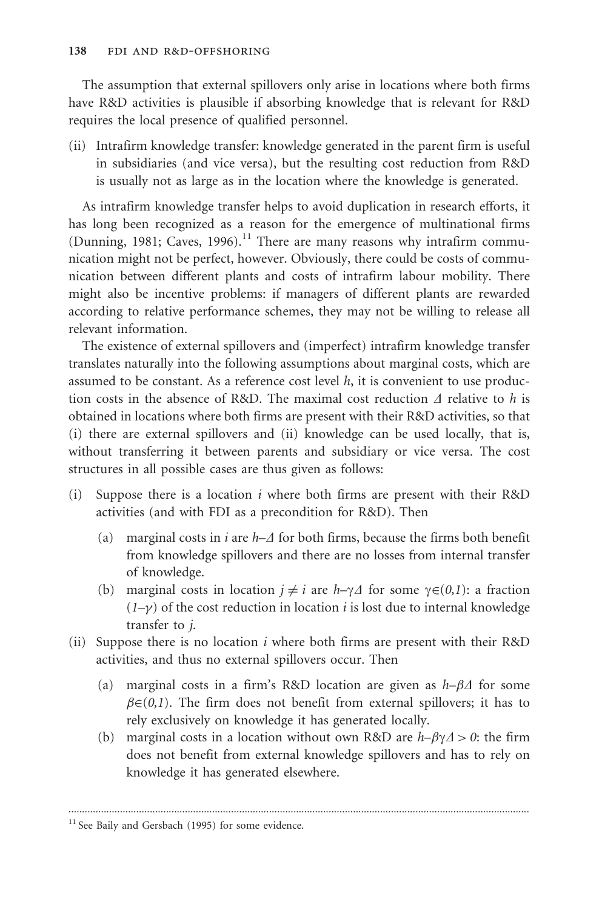The assumption that external spillovers only arise in locations where both firms have R&D activities is plausible if absorbing knowledge that is relevant for R&D requires the local presence of qualified personnel.

(ii) Intrafirm knowledge transfer: knowledge generated in the parent firm is useful in subsidiaries (and vice versa), but the resulting cost reduction from R&D is usually not as large as in the location where the knowledge is generated.

As intrafirm knowledge transfer helps to avoid duplication in research efforts, it has long been recognized as a reason for the emergence of multinational firms (Dunning, 1981; Caves, 1996).[11] There are many reasons why intrafirm communication might not be perfect, however. Obviously, there could be costs of communication between different plants and costs of intrafirm labour mobility. There might also be incentive problems: if managers of different plants are rewarded according to relative performance schemes, they may not be willing to release all relevant information.

The existence of external spillovers and (imperfect) intrafirm knowledge transfer translates naturally into the following assumptions about marginal costs, which are assumed to be constant. As a reference cost level $h$, it is convenient to use production costs in the absence of R&D. The maximal cost reduction $\Delta$ relative to $h$ is obtained in locations where both firms are present with their R&D activities, so that (i) there are external spillovers and (ii) knowledge can be used locally, that is, without transferring it between parents and subsidiary or vice versa. The cost structures in all possible cases are thus given as follows:

(i) Suppose there is a location $i$ where both firms are present with their R&D activities (and with FDI as a precondition for R&D). Then

   (a) marginal costs in $i$ are $h-\Delta$ for both firms, because the firms both benefit from knowledge spillovers and there are no losses from internal transfer of knowledge.

   (b) marginal costs in location $j \neq i$ are $h-\gamma\Delta$ for some $\gamma \in (0,1)$: a fraction $(1-\gamma)$ of the cost reduction in location $i$ is lost due to internal knowledge transfer to $j$.

(ii) Suppose there is no location $i$ where both firms are present with their R&D activities, and thus no external spillovers occur. Then

   (a) marginal costs in a firm's R&D location are given as $h-\beta\Delta$ for some $\beta \in (0,1)$. The firm does not benefit from external spillovers; it has to rely exclusively on knowledge it has generated locally.

   (b) marginal costs in a location without own R&D are $h-\beta\gamma\Delta > 0$: the firm does not benefit from external knowledge spillovers and has to rely on knowledge it has generated elsewhere.

---

[11] See Baily and Gersbach (1995) for some evidence.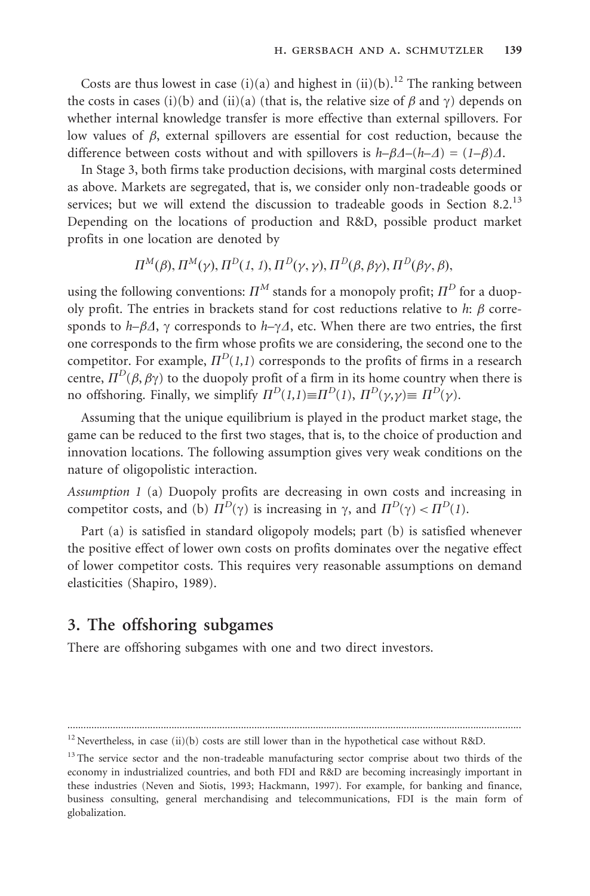Costs are thus lowest in case (i)(a) and highest in (ii)(b).[12] The ranking between the costs in cases (i)(b) and (ii)(a) (that is, the relative size of $\beta$ and $\gamma$) depends on whether internal knowledge transfer is more effective than external spillovers. For low values of $\beta$, external spillovers are essential for cost reduction, because the difference between costs without and with spillovers is $h-\beta\Delta-(h-\Delta) = (1-\beta)\Delta$.

In Stage 3, both firms take production decisions, with marginal costs determined as above. Markets are segregated, that is, we consider only non-tradeable goods or services; but we will extend the discussion to tradeable goods in Section 8.2.[13] Depending on the locations of production and R&D, possible product market profits in one location are denoted by

$$\Pi^M(\beta), \Pi^M(\gamma), \Pi^D(1, 1), \Pi^D(\gamma, \gamma), \Pi^D(\beta, \beta\gamma), \Pi^D(\beta\gamma, \beta),$$

using the following conventions: $\Pi^M$ stands for a monopoly profit; $\Pi^D$ for a duopoly profit. The entries in brackets stand for cost reductions relative to $h$: $\beta$ corresponds to $h-\beta\Delta$, $\gamma$ corresponds to $h-\gamma\Delta$, etc. When there are two entries, the first one corresponds to the firm whose profits we are considering, the second one to the competitor. For example, $\Pi^D(1,1)$ corresponds to the profits of firms in a research centre, $\Pi^D(\beta, \beta\gamma)$ to the duopoly profit of a firm in its home country when there is no offshoring. Finally, we simplify $\Pi^D(1,1) \equiv \Pi^D(1)$, $\Pi^D(\gamma,\gamma) \equiv \Pi^D(\gamma)$.

Assuming that the unique equilibrium is played in the product market stage, the game can be reduced to the first two stages, that is, to the choice of production and innovation locations. The following assumption gives very weak conditions on the nature of oligopolistic interaction.

*Assumption 1* (a) Duopoly profits are decreasing in own costs and increasing in competitor costs, and (b) $\Pi^D(\gamma)$ is increasing in $\gamma$, and $\Pi^D(\gamma) < \Pi^D(1)$.

Part (a) is satisfied in standard oligopoly models; part (b) is satisfied whenever the positive effect of lower own costs on profits dominates over the negative effect of lower competitor costs. This requires very reasonable assumptions on demand elasticities (Shapiro, 1989).

## 3. The offshoring subgames

There are offshoring subgames with one and two direct investors.

---

[12] Nevertheless, in case (ii)(b) costs are still lower than in the hypothetical case without R&D.

[13] The service sector and the non-tradeable manufacturing sector comprise about two thirds of the economy in industrialized countries, and both FDI and R&D are becoming increasingly important in these industries (Neven and Siotis, 1993; Hackmann, 1997). For example, for banking and finance, business consulting, general merchandising and telecommunications, FDI is the main form of globalization.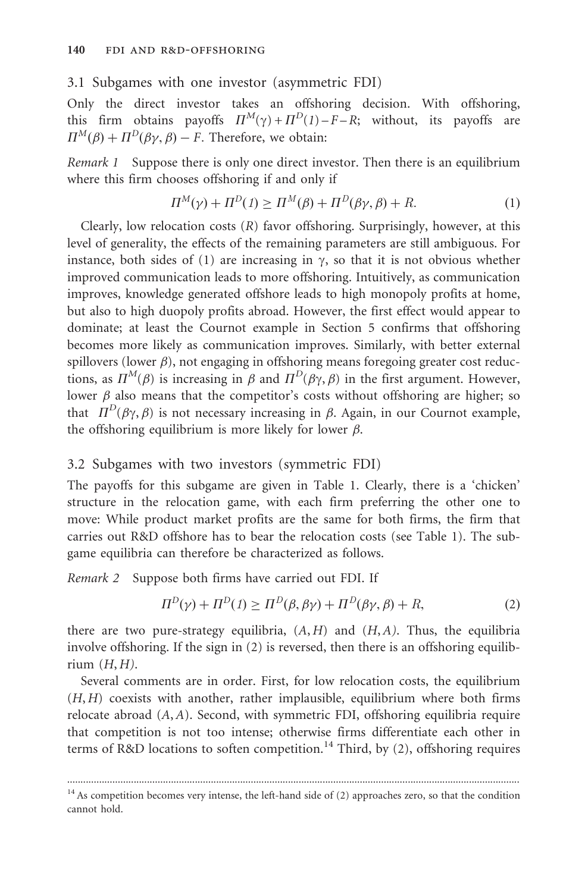### 3.1 Subgames with one investor (asymmetric FDI)

Only the direct investor takes an offshoring decision. With offshoring, this firm obtains payoffs $\Pi^M(\gamma) + \Pi^D(1) - F - R$; without, its payoffs are $\Pi^M(\beta) + \Pi^D(\beta\gamma, \beta) - F$. Therefore, we obtain:

*Remark 1* Suppose there is only one direct investor. Then there is an equilibrium where this firm chooses offshoring if and only if

$$\Pi^M(\gamma) + \Pi^D(1) \geq \Pi^M(\beta) + \Pi^D(\beta\gamma, \beta) + R. \tag{1}$$

Clearly, low relocation costs ($R$) favor offshoring. Surprisingly, however, at this level of generality, the effects of the remaining parameters are still ambiguous. For instance, both sides of (1) are increasing in $\gamma$, so that it is not obvious whether improved communication leads to more offshoring. Intuitively, as communication improves, knowledge generated offshore leads to high monopoly profits at home, but also to high duopoly profits abroad. However, the first effect would appear to dominate; at least the Cournot example in Section 5 confirms that offshoring becomes more likely as communication improves. Similarly, with better external spillovers (lower $\beta$), not engaging in offshoring means foregoing greater cost reductions, as $\Pi^M(\beta)$ is increasing in $\beta$ and $\Pi^D(\beta\gamma, \beta)$ in the first argument. However, lower $\beta$ also means that the competitor's costs without offshoring are higher; so that $\Pi^D(\beta\gamma, \beta)$ is not necessary increasing in $\beta$. Again, in our Cournot example, the offshoring equilibrium is more likely for lower $\beta$.

### 3.2 Subgames with two investors (symmetric FDI)

The payoffs for this subgame are given in Table 1. Clearly, there is a 'chicken' structure in the relocation game, with each firm preferring the other one to move: While product market profits are the same for both firms, the firm that carries out R&D offshore has to bear the relocation costs (see Table 1). The subgame equilibria can therefore be characterized as follows.

*Remark 2* Suppose both firms have carried out FDI. If

$$\Pi^D(\gamma) + \Pi^D(1) \geq \Pi^D(\beta, \beta\gamma) + \Pi^D(\beta\gamma, \beta) + R, \tag{2}$$

there are two pure-strategy equilibria, $(A, H)$ and $(H, A)$. Thus, the equilibria involve offshoring. If the sign in (2) is reversed, then there is an offshoring equilibrium $(H, H)$.

Several comments are in order. First, for low relocation costs, the equilibrium $(H, H)$ coexists with another, rather implausible, equilibrium where both firms relocate abroad $(A, A)$. Second, with symmetric FDI, offshoring equilibria require that competition is not too intense; otherwise firms differentiate each other in terms of R&D locations to soften competition.[14] Third, by (2), offshoring requires

[14] As competition becomes very intense, the left-hand side of (2) approaches zero, so that the condition cannot hold.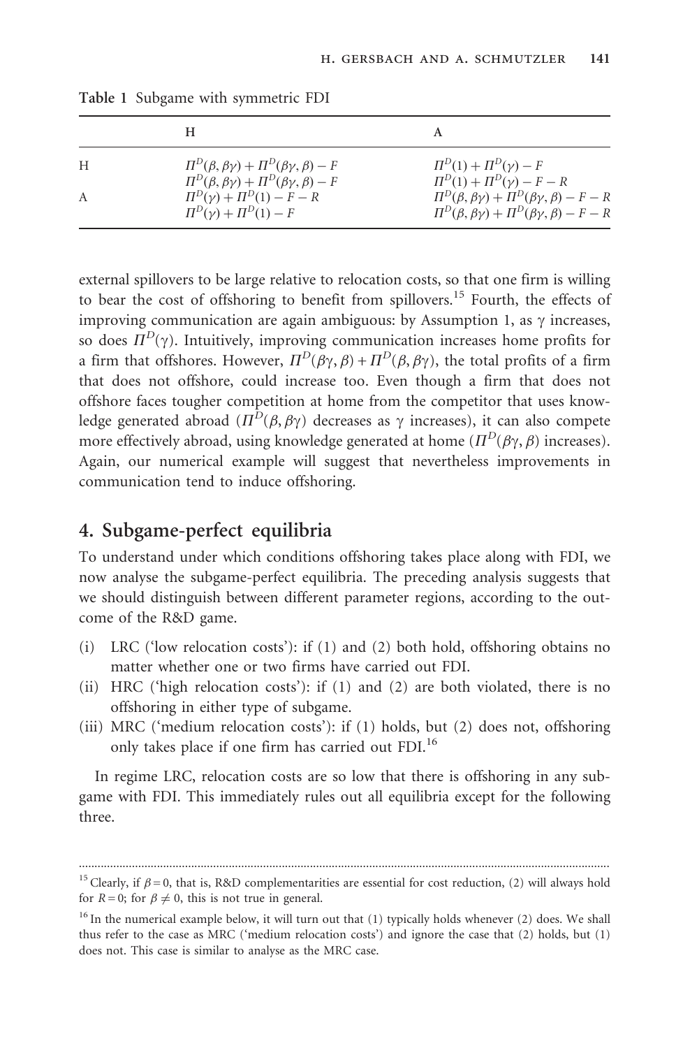Table 1 Subgame with symmetric FDI

| | H | A |
|---|---|---|
| H | $\Pi^D(\beta, \beta\gamma) + \Pi^D(\beta\gamma, \beta) - F$<br>$\Pi^D(\beta, \beta\gamma) + \Pi^D(\beta\gamma, \beta) - F$ | $\Pi^D(1) + \Pi^D(\gamma) - F$<br>$\Pi^D(1) + \Pi^D(\gamma) - F - R$ |
| A | $\Pi^D(\gamma) + \Pi^D(1) - F - R$<br>$\Pi^D(\gamma) + \Pi^D(1) - F$ | $\Pi^D(\beta, \beta\gamma) + \Pi^D(\beta\gamma, \beta) - F - R$<br>$\Pi^D(\beta, \beta\gamma) + \Pi^D(\beta\gamma, \beta) - F - R$ |

external spillovers to be large relative to relocation costs, so that one firm is willing to bear the cost of offshoring to benefit from spillovers.[15] Fourth, the effects of improving communication are again ambiguous: by Assumption 1, as $\gamma$ increases, so does $\Pi^D(\gamma)$. Intuitively, improving communication increases home profits for a firm that offshores. However, $\Pi^D(\beta\gamma, \beta) + \Pi^D(\beta, \beta\gamma)$, the total profits of a firm that does not offshore, could increase too. Even though a firm that does not offshore faces tougher competition at home from the competitor that uses knowledge generated abroad ($\Pi^D(\beta, \beta\gamma)$ decreases as $\gamma$ increases), it can also compete more effectively abroad, using knowledge generated at home ($\Pi^D(\beta\gamma, \beta)$ increases). Again, our numerical example will suggest that nevertheless improvements in communication tend to induce offshoring.

## 4. Subgame-perfect equilibria

To understand under which conditions offshoring takes place along with FDI, we now analyse the subgame-perfect equilibria. The preceding analysis suggests that we should distinguish between different parameter regions, according to the outcome of the R&D game.

(i) LRC ('low relocation costs'): if (1) and (2) both hold, offshoring obtains no matter whether one or two firms have carried out FDI.
(ii) HRC ('high relocation costs'): if (1) and (2) are both violated, there is no offshoring in either type of subgame.
(iii) MRC ('medium relocation costs'): if (1) holds, but (2) does not, offshoring only takes place if one firm has carried out FDI.[16]

In regime LRC, relocation costs are so low that there is offshoring in any subgame with FDI. This immediately rules out all equilibria except for the following three.

[15] Clearly, if $\beta = 0$, that is, R&D complementarities are essential for cost reduction, (2) will always hold for $R = 0$; for $\beta \neq 0$, this is not true in general.

[16] In the numerical example below, it will turn out that (1) typically holds whenever (2) does. We shall thus refer to the case as MRC ('medium relocation costs') and ignore the case that (2) holds, but (1) does not. This case is similar to analyse as the MRC case.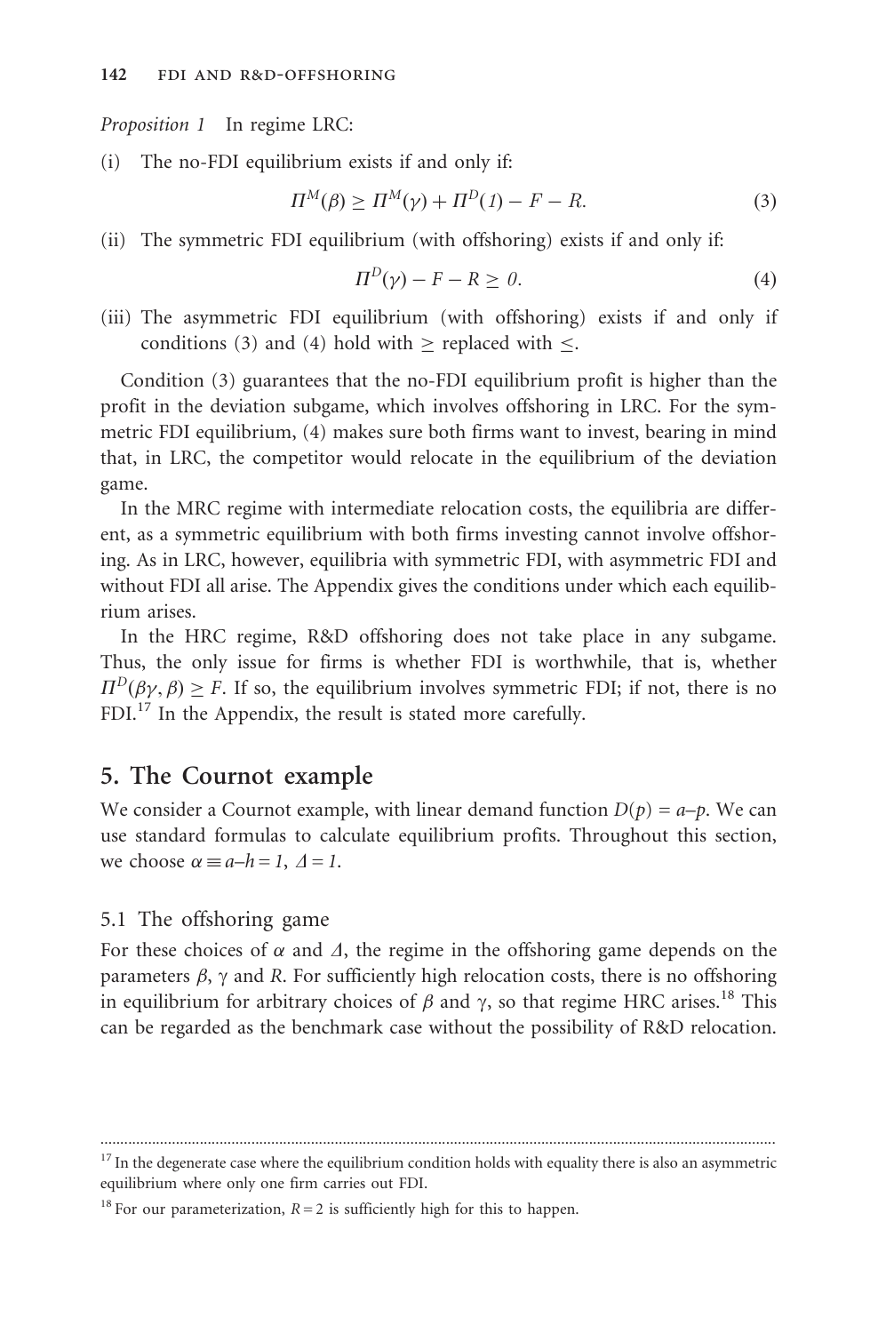*Proposition 1* In regime LRC:

(i) The no-FDI equilibrium exists if and only if:

$$\Pi^M(\beta) \geq \Pi^M(\gamma) + \Pi^D(1) - F - R. \tag{3}$$

(ii) The symmetric FDI equilibrium (with offshoring) exists if and only if:

$$\Pi^D(\gamma) - F - R \geq 0. \tag{4}$$

(iii) The asymmetric FDI equilibrium (with offshoring) exists if and only if conditions (3) and (4) hold with $\geq$ replaced with $\leq$.

Condition (3) guarantees that the no-FDI equilibrium profit is higher than the profit in the deviation subgame, which involves offshoring in LRC. For the symmetric FDI equilibrium, (4) makes sure both firms want to invest, bearing in mind that, in LRC, the competitor would relocate in the equilibrium of the deviation game.

In the MRC regime with intermediate relocation costs, the equilibria are different, as a symmetric equilibrium with both firms investing cannot involve offshoring. As in LRC, however, equilibria with symmetric FDI, with asymmetric FDI and without FDI all arise. The Appendix gives the conditions under which each equilibrium arises.

In the HRC regime, R&D offshoring does not take place in any subgame. Thus, the only issue for firms is whether FDI is worthwhile, that is, whether $\Pi^D(\beta\gamma, \beta) \geq F$. If so, the equilibrium involves symmetric FDI; if not, there is no FDI.[17] In the Appendix, the result is stated more carefully.

## 5. The Cournot example

We consider a Cournot example, with linear demand function $D(p) = a–p$. We can use standard formulas to calculate equilibrium profits. Throughout this section, we choose $\alpha \equiv a–h = 1$, $\Delta = 1$.

### 5.1 The offshoring game

For these choices of $\alpha$ and $\Delta$, the regime in the offshoring game depends on the parameters $\beta$, $\gamma$ and $R$. For sufficiently high relocation costs, there is no offshoring in equilibrium for arbitrary choices of $\beta$ and $\gamma$, so that regime HRC arises.[18] This can be regarded as the benchmark case without the possibility of R&D relocation.

---

[17] In the degenerate case where the equilibrium condition holds with equality there is also an asymmetric equilibrium where only one firm carries out FDI.

[18] For our parameterization, $R = 2$ is sufficiently high for this to happen.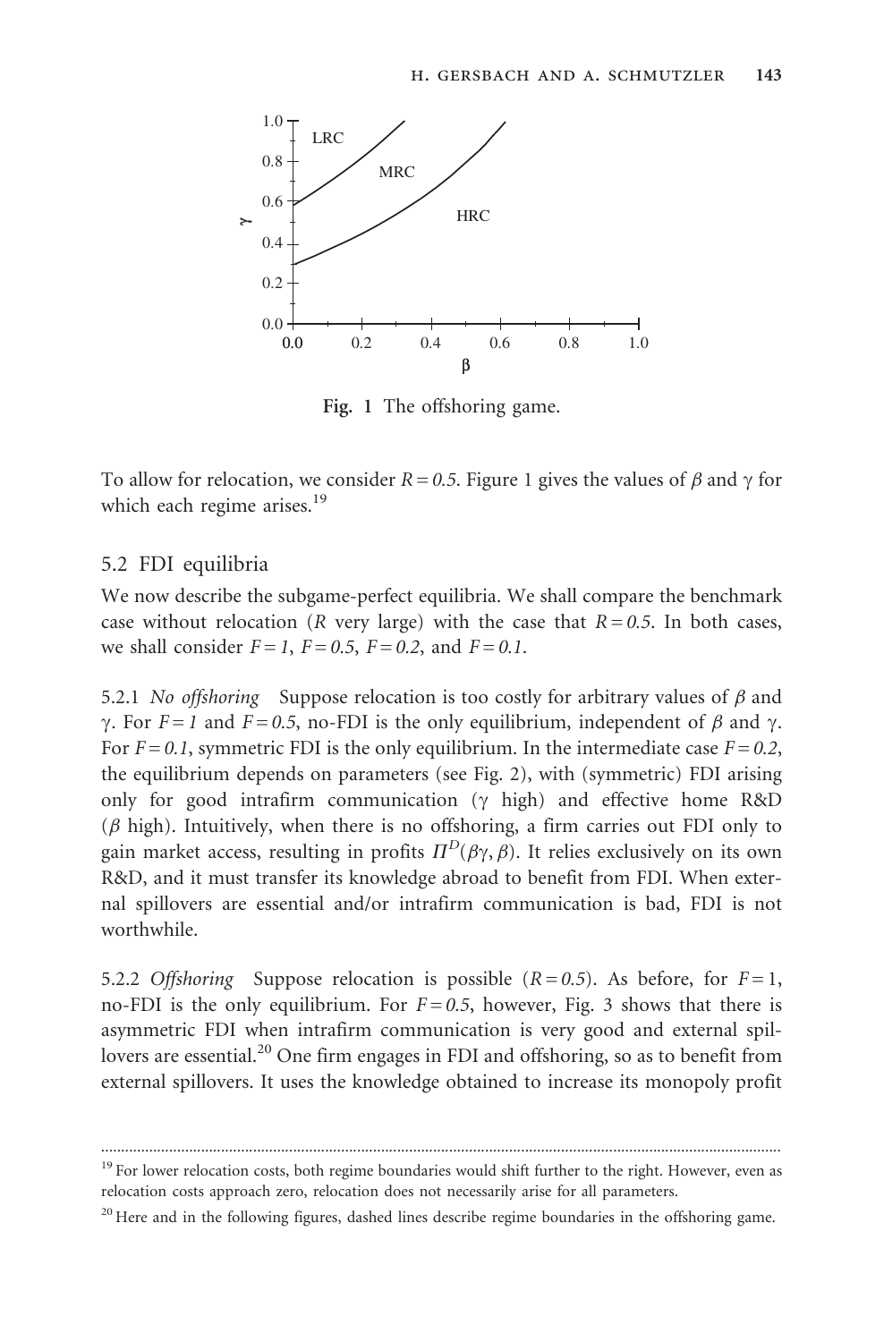Fig. 1 The offshoring game.

To allow for relocation, we consider $R = 0.5$. Figure 1 gives the values of $\beta$ and $\gamma$ for which each regime arises.[19]

### 5.2 FDI equilibria

We now describe the subgame-perfect equilibria. We shall compare the benchmark case without relocation ($R$ very large) with the case that $R = 0.5$. In both cases, we shall consider $F = 1$, $F = 0.5$, $F = 0.2$, and $F = 0.1$.

5.2.1 *No offshoring* Suppose relocation is too costly for arbitrary values of $\beta$ and $\gamma$. For $F = 1$ and $F = 0.5$, no-FDI is the only equilibrium, independent of $\beta$ and $\gamma$. For $F = 0.1$, symmetric FDI is the only equilibrium. In the intermediate case $F = 0.2$, the equilibrium depends on parameters (see Fig. 2), with (symmetric) FDI arising only for good intrafirm communication ($\gamma$ high) and effective home R&D ($\beta$ high). Intuitively, when there is no offshoring, a firm carries out FDI only to gain market access, resulting in profits $\Pi^D(\beta\gamma, \beta)$. It relies exclusively on its own R&D, and it must transfer its knowledge abroad to benefit from FDI. When external spillovers are essential and/or intrafirm communication is bad, FDI is not worthwhile.

5.2.2 *Offshoring* Suppose relocation is possible ($R = 0.5$). As before, for $F = 1$, no-FDI is the only equilibrium. For $F = 0.5$, however, Fig. 3 shows that there is asymmetric FDI when intrafirm communication is very good and external spillovers are essential.[20] One firm engages in FDI and offshoring, so as to benefit from external spillovers. It uses the knowledge obtained to increase its monopoly profit

---

[19] For lower relocation costs, both regime boundaries would shift further to the right. However, even as relocation costs approach zero, relocation does not necessarily arise for all parameters.

[20] Here and in the following figures, dashed lines describe regime boundaries in the offshoring game.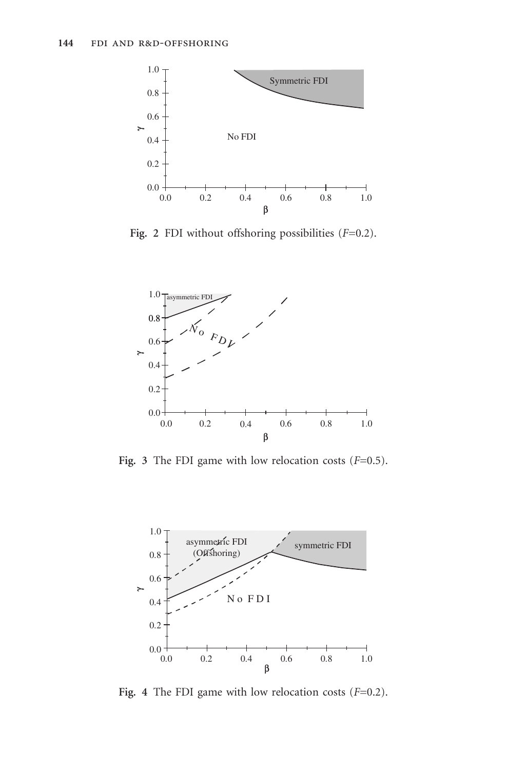**Fig. 2** FDI without offshoring possibilities ($F$=0.2).

**Fig. 3** The FDI game with low relocation costs ($F$=0.5).

**Fig. 4** The FDI game with low relocation costs ($F$=0.2).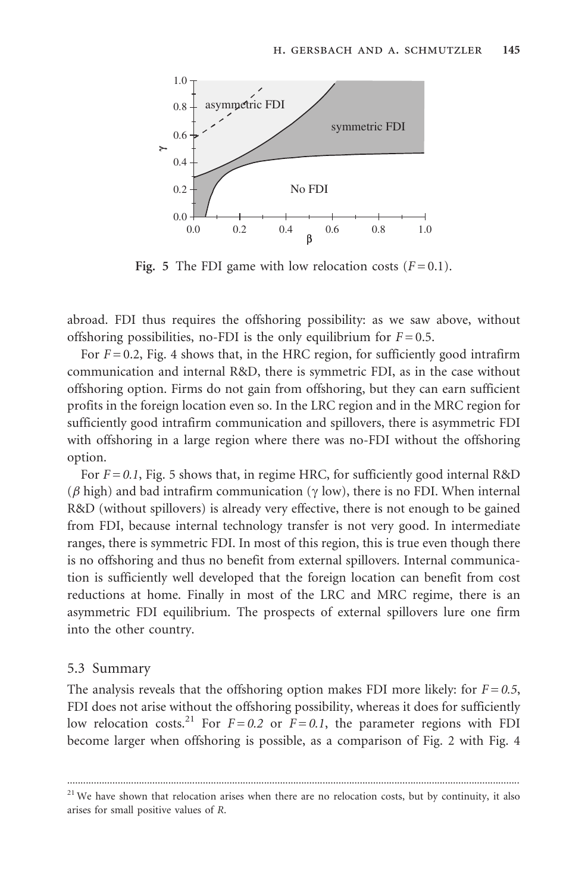Fig. 5 The FDI game with low relocation costs ($F = 0.1$).

abroad. FDI thus requires the offshoring possibility: as we saw above, without offshoring possibilities, no-FDI is the only equilibrium for $F = 0.5$.

For $F = 0.2$, Fig. 4 shows that, in the HRC region, for sufficiently good intrafirm communication and internal R&D, there is symmetric FDI, as in the case without offshoring option. Firms do not gain from offshoring, but they can earn sufficient profits in the foreign location even so. In the LRC region and in the MRC region for sufficiently good intrafirm communication and spillovers, there is asymmetric FDI with offshoring in a large region where there was no-FDI without the offshoring option.

For $F = 0.1$, Fig. 5 shows that, in regime HRC, for sufficiently good internal R&D ($\beta$ high) and bad intrafirm communication ($\gamma$ low), there is no FDI. When internal R&D (without spillovers) is already very effective, there is not enough to be gained from FDI, because internal technology transfer is not very good. In intermediate ranges, there is symmetric FDI. In most of this region, this is true even though there is no offshoring and thus no benefit from external spillovers. Internal communication is sufficiently well developed that the foreign location can benefit from cost reductions at home. Finally in most of the LRC and MRC regime, there is an asymmetric FDI equilibrium. The prospects of external spillovers lure one firm into the other country.

## 5.3 Summary

The analysis reveals that the offshoring option makes FDI more likely: for $F = 0.5$, FDI does not arise without the offshoring possibility, whereas it does for sufficiently low relocation costs.[21] For $F = 0.2$ or $F = 0.1$, the parameter regions with FDI become larger when offshoring is possible, as a comparison of Fig. 2 with Fig. 4

[21] We have shown that relocation arises when there are no relocation costs, but by continuity, it also arises for small positive values of $R$.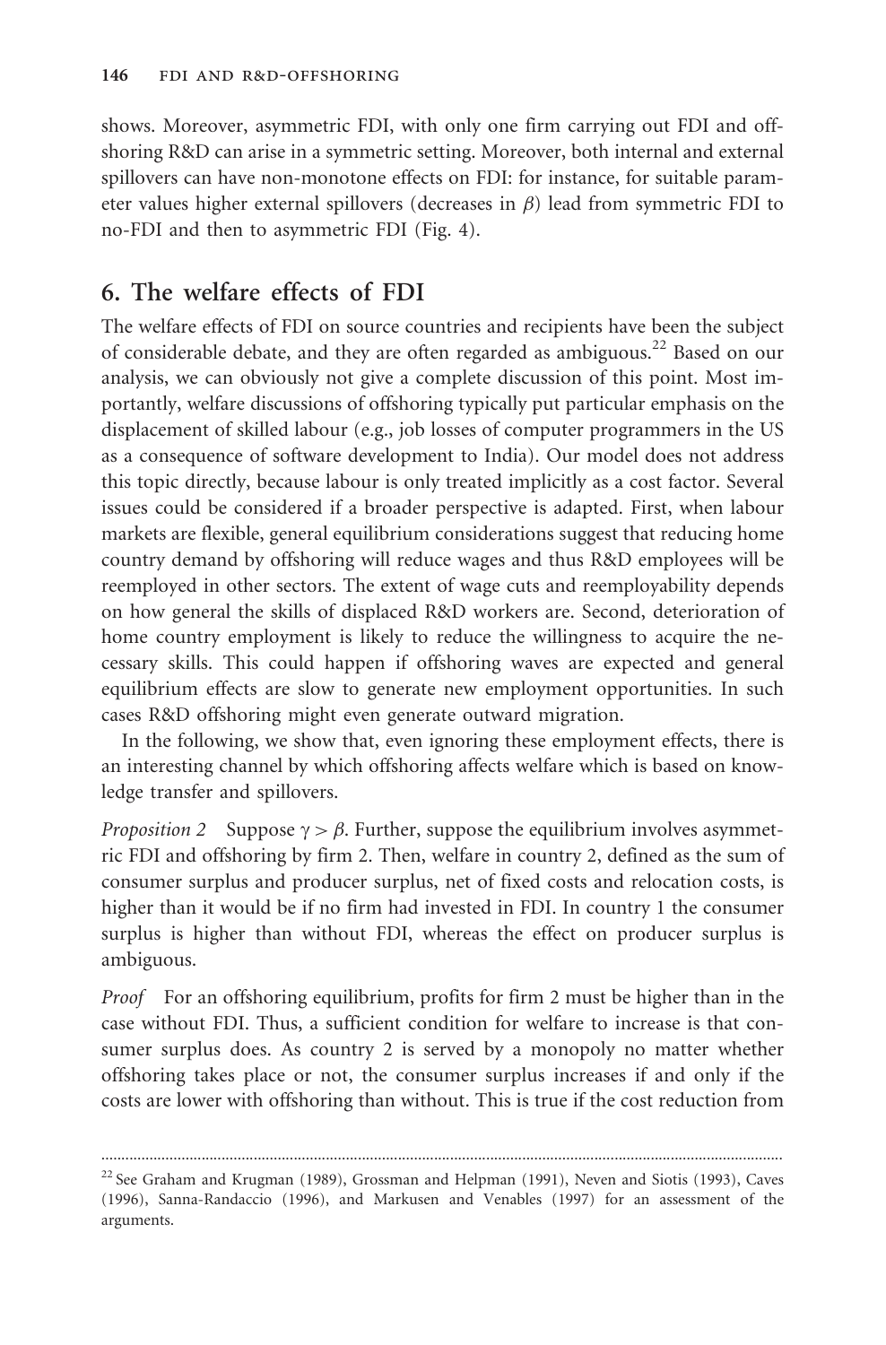shows. Moreover, asymmetric FDI, with only one firm carrying out FDI and offshoring R&D can arise in a symmetric setting. Moreover, both internal and external spillovers can have non-monotone effects on FDI: for instance, for suitable parameter values higher external spillovers (decreases in $\beta$) lead from symmetric FDI to no-FDI and then to asymmetric FDI (Fig. 4).

## 6. The welfare effects of FDI

The welfare effects of FDI on source countries and recipients have been the subject of considerable debate, and they are often regarded as ambiguous.[22] Based on our analysis, we can obviously not give a complete discussion of this point. Most importantly, welfare discussions of offshoring typically put particular emphasis on the displacement of skilled labour (e.g., job losses of computer programmers in the US as a consequence of software development to India). Our model does not address this topic directly, because labour is only treated implicitly as a cost factor. Several issues could be considered if a broader perspective is adapted. First, when labour markets are flexible, general equilibrium considerations suggest that reducing home country demand by offshoring will reduce wages and thus R&D employees will be reemployed in other sectors. The extent of wage cuts and reemployability depends on how general the skills of displaced R&D workers are. Second, deterioration of home country employment is likely to reduce the willingness to acquire the necessary skills. This could happen if offshoring waves are expected and general equilibrium effects are slow to generate new employment opportunities. In such cases R&D offshoring might even generate outward migration.

In the following, we show that, even ignoring these employment effects, there is an interesting channel by which offshoring affects welfare which is based on knowledge transfer and spillovers.

*Proposition 2* Suppose $\gamma > \beta$. Further, suppose the equilibrium involves asymmetric FDI and offshoring by firm 2. Then, welfare in country 2, defined as the sum of consumer surplus and producer surplus, net of fixed costs and relocation costs, is higher than it would be if no firm had invested in FDI. In country 1 the consumer surplus is higher than without FDI, whereas the effect on producer surplus is ambiguous.

*Proof* For an offshoring equilibrium, profits for firm 2 must be higher than in the case without FDI. Thus, a sufficient condition for welfare to increase is that consumer surplus does. As country 2 is served by a monopoly no matter whether offshoring takes place or not, the consumer surplus increases if and only if the costs are lower with offshoring than without. This is true if the cost reduction from

[22] See Graham and Krugman (1989), Grossman and Helpman (1991), Neven and Siotis (1993), Caves (1996), Sanna-Randaccio (1996), and Markusen and Venables (1997) for an assessment of the arguments.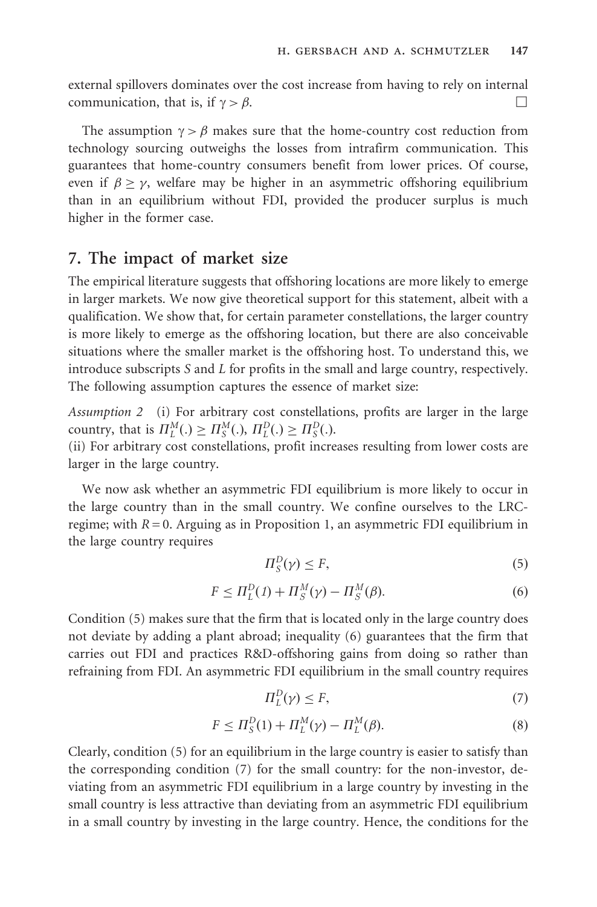external spillovers dominates over the cost increase from having to rely on internal communication, that is, if $\gamma > \beta$. □

The assumption $\gamma > \beta$ makes sure that the home-country cost reduction from technology sourcing outweighs the losses from intrafirm communication. This guarantees that home-country consumers benefit from lower prices. Of course, even if $\beta \geq \gamma$, welfare may be higher in an asymmetric offshoring equilibrium than in an equilibrium without FDI, provided the producer surplus is much higher in the former case.

## 7. The impact of market size

The empirical literature suggests that offshoring locations are more likely to emerge in larger markets. We now give theoretical support for this statement, albeit with a qualification. We show that, for certain parameter constellations, the larger country is more likely to emerge as the offshoring location, but there are also conceivable situations where the smaller market is the offshoring host. To understand this, we introduce subscripts *S* and *L* for profits in the small and large country, respectively. The following assumption captures the essence of market size:

*Assumption 2* (i) For arbitrary cost constellations, profits are larger in the large country, that is $\Pi_L^M(.) \geq \Pi_S^M(.)$, $\Pi_L^D(.) \geq \Pi_S^D(.)$.
(ii) For arbitrary cost constellations, profit increases resulting from lower costs are larger in the large country.

We now ask whether an asymmetric FDI equilibrium is more likely to occur in the large country than in the small country. We confine ourselves to the LRC-regime; with $R = 0$. Arguing as in Proposition 1, an asymmetric FDI equilibrium in the large country requires

$$\Pi_S^D(\gamma) \leq F, \tag{5}$$

$$F \leq \Pi_L^D(1) + \Pi_S^M(\gamma) - \Pi_S^M(\beta). \tag{6}$$

Condition (5) makes sure that the firm that is located only in the large country does not deviate by adding a plant abroad; inequality (6) guarantees that the firm that carries out FDI and practices R&D-offshoring gains from doing so rather than refraining from FDI. An asymmetric FDI equilibrium in the small country requires

$$\Pi_L^D(\gamma) \leq F, \tag{7}$$

$$F \leq \Pi_S^D(1) + \Pi_L^M(\gamma) - \Pi_L^M(\beta). \tag{8}$$

Clearly, condition (5) for an equilibrium in the large country is easier to satisfy than the corresponding condition (7) for the small country: for the non-investor, deviating from an asymmetric FDI equilibrium in a large country by investing in the small country is less attractive than deviating from an asymmetric FDI equilibrium in a small country by investing in the large country. Hence, the conditions for the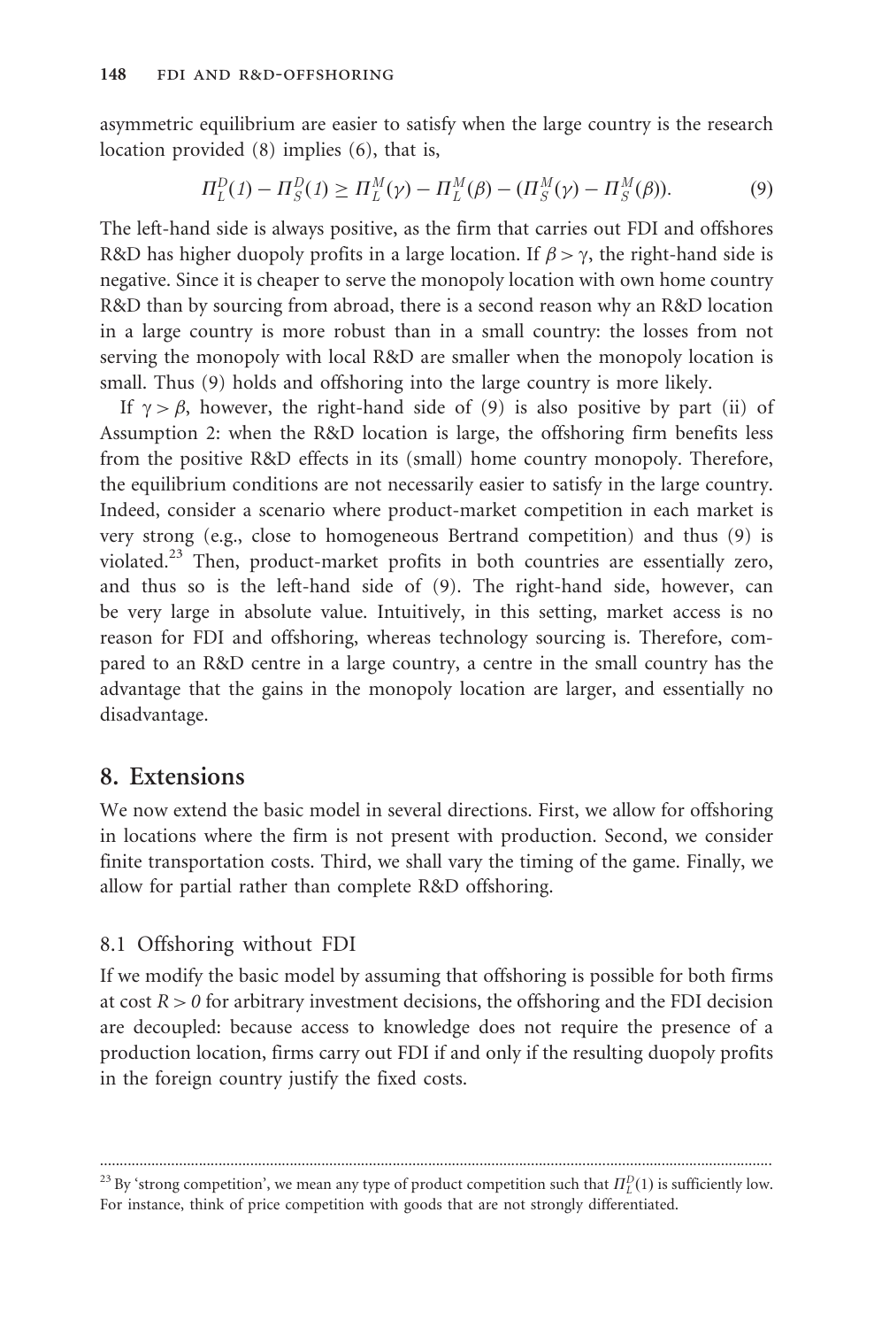asymmetric equilibrium are easier to satisfy when the large country is the research location provided (8) implies (6), that is,

$$\Pi_L^D(1) - \Pi_S^D(1) \geq \Pi_L^M(\gamma) - \Pi_L^M(\beta) - (\Pi_S^M(\gamma) - \Pi_S^M(\beta)). \tag{9}$$

The left-hand side is always positive, as the firm that carries out FDI and offshores R&D has higher duopoly profits in a large location. If $\beta > \gamma$, the right-hand side is negative. Since it is cheaper to serve the monopoly location with own home country R&D than by sourcing from abroad, there is a second reason why an R&D location in a large country is more robust than in a small country: the losses from not serving the monopoly with local R&D are smaller when the monopoly location is small. Thus (9) holds and offshoring into the large country is more likely.

If $\gamma > \beta$, however, the right-hand side of (9) is also positive by part (ii) of Assumption 2: when the R&D location is large, the offshoring firm benefits less from the positive R&D effects in its (small) home country monopoly. Therefore, the equilibrium conditions are not necessarily easier to satisfy in the large country. Indeed, consider a scenario where product-market competition in each market is very strong (e.g., close to homogeneous Bertrand competition) and thus (9) is violated.[23] Then, product-market profits in both countries are essentially zero, and thus so is the left-hand side of (9). The right-hand side, however, can be very large in absolute value. Intuitively, in this setting, market access is no reason for FDI and offshoring, whereas technology sourcing is. Therefore, compared to an R&D centre in a large country, a centre in the small country has the advantage that the gains in the monopoly location are larger, and essentially no disadvantage.

## 8. Extensions

We now extend the basic model in several directions. First, we allow for offshoring in locations where the firm is not present with production. Second, we consider finite transportation costs. Third, we shall vary the timing of the game. Finally, we allow for partial rather than complete R&D offshoring.

### 8.1 Offshoring without FDI

If we modify the basic model by assuming that offshoring is possible for both firms at cost $R > 0$ for arbitrary investment decisions, the offshoring and the FDI decision are decoupled: because access to knowledge does not require the presence of a production location, firms carry out FDI if and only if the resulting duopoly profits in the foreign country justify the fixed costs.

[23] By 'strong competition', we mean any type of product competition such that $\Pi_L^D(1)$ is sufficiently low. For instance, think of price competition with goods that are not strongly differentiated.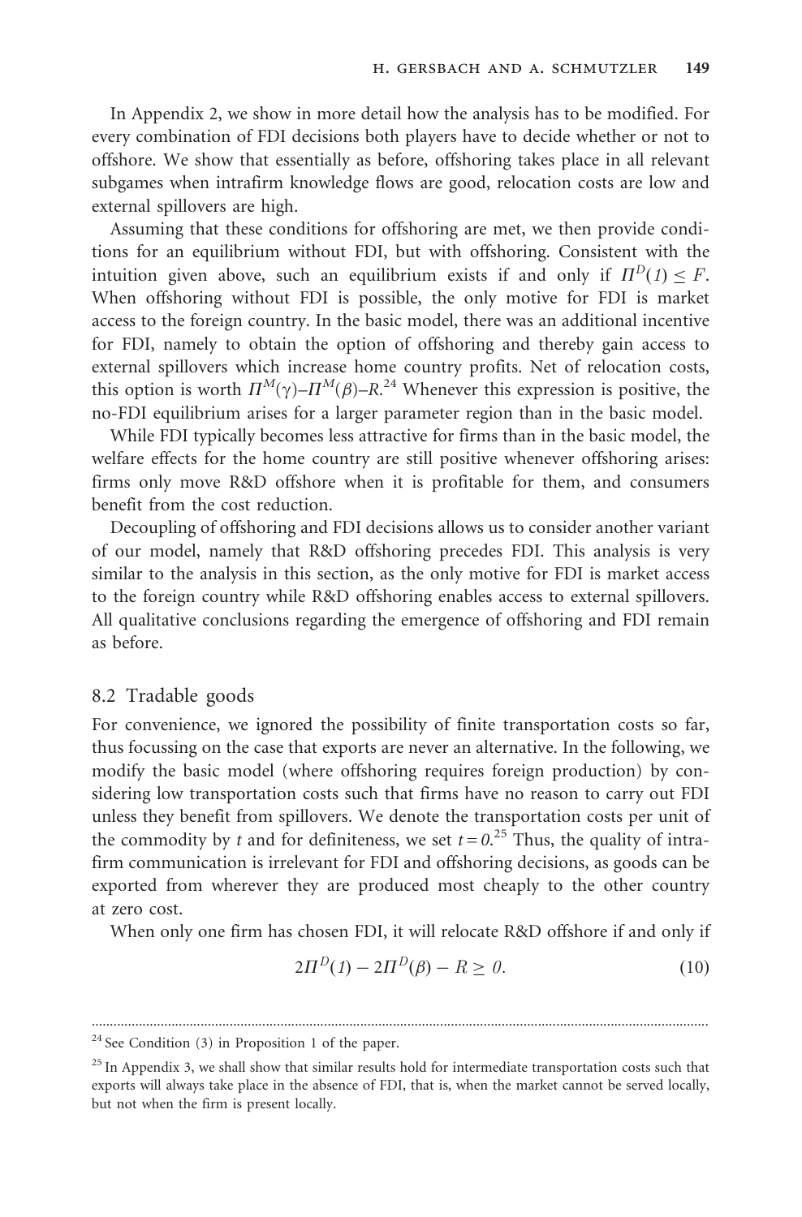In Appendix 2, we show in more detail how the analysis has to be modified. For every combination of FDI decisions both players have to decide whether or not to offshore. We show that essentially as before, offshoring takes place in all relevant subgames when intrafirm knowledge flows are good, relocation costs are low and external spillovers are high.

Assuming that these conditions for offshoring are met, we then provide conditions for an equilibrium without FDI, but with offshoring. Consistent with the intuition given above, such an equilibrium exists if and only if $\Pi^D(1) \leq F$. When offshoring without FDI is possible, the only motive for FDI is market access to the foreign country. In the basic model, there was an additional incentive for FDI, namely to obtain the option of offshoring and thereby gain access to external spillovers which increase home country profits. Net of relocation costs, this option is worth $\Pi^M(\gamma)$–$\Pi^M(\beta)$–$R$.[24] Whenever this expression is positive, the no-FDI equilibrium arises for a larger parameter region than in the basic model.

While FDI typically becomes less attractive for firms than in the basic model, the welfare effects for the home country are still positive whenever offshoring arises: firms only move R&D offshore when it is profitable for them, and consumers benefit from the cost reduction.

Decoupling of offshoring and FDI decisions allows us to consider another variant of our model, namely that R&D offshoring precedes FDI. This analysis is very similar to the analysis in this section, as the only motive for FDI is market access to the foreign country while R&D offshoring enables access to external spillovers. All qualitative conclusions regarding the emergence of offshoring and FDI remain as before.

## 8.2 Tradable goods

For convenience, we ignored the possibility of finite transportation costs so far, thus focussing on the case that exports are never an alternative. In the following, we modify the basic model (where offshoring requires foreign production) by considering low transportation costs such that firms have no reason to carry out FDI unless they benefit from spillovers. We denote the transportation costs per unit of the commodity by $t$ and for definiteness, we set $t = 0$.[25] Thus, the quality of intrafirm communication is irrelevant for FDI and offshoring decisions, as goods can be exported from wherever they are produced most cheaply to the other country at zero cost.

When only one firm has chosen FDI, it will relocate R&D offshore if and only if

$$2\Pi^D(1) - 2\Pi^D(\beta) - R \geq 0. \tag{10}$$

---

[24] See Condition (3) in Proposition 1 of the paper.

[25] In Appendix 3, we shall show that similar results hold for intermediate transportation costs such that exports will always take place in the absence of FDI, that is, when the market cannot be served locally, but not when the firm is present locally.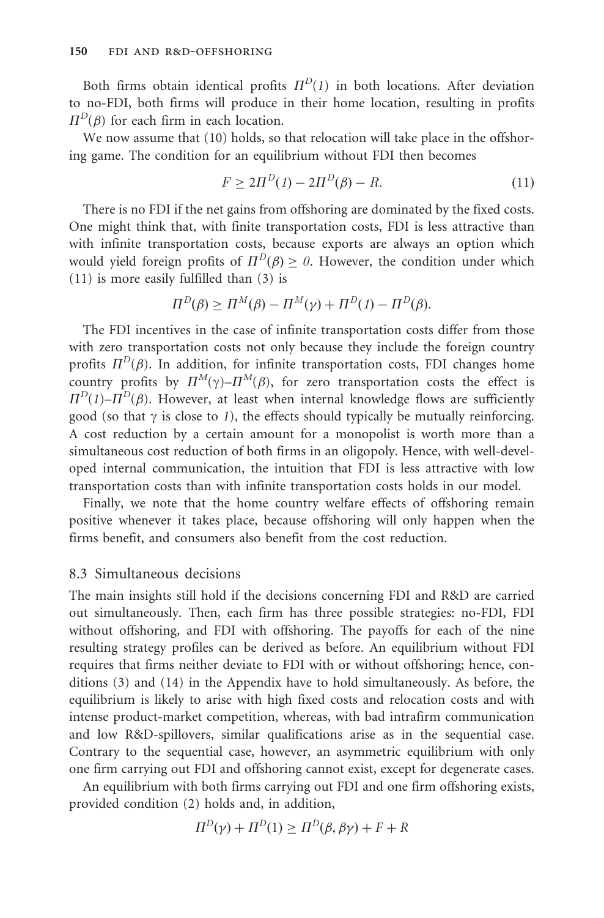Both firms obtain identical profits $\Pi^D(1)$ in both locations. After deviation to no-FDI, both firms will produce in their home location, resulting in profits $\Pi^D(\beta)$ for each firm in each location.

We now assume that (10) holds, so that relocation will take place in the offshoring game. The condition for an equilibrium without FDI then becomes

$$F \geq 2\Pi^D(1) - 2\Pi^D(\beta) - R. \tag{11}$$

There is no FDI if the net gains from offshoring are dominated by the fixed costs. One might think that, with finite transportation costs, FDI is less attractive than with infinite transportation costs, because exports are always an option which would yield foreign profits of $\Pi^D(\beta) \geq 0$. However, the condition under which (11) is more easily fulfilled than (3) is

$$\Pi^D(\beta) \geq \Pi^M(\beta) - \Pi^M(\gamma) + \Pi^D(1) - \Pi^D(\beta).$$

The FDI incentives in the case of infinite transportation costs differ from those with zero transportation costs not only because they include the foreign country profits $\Pi^D(\beta)$. In addition, for infinite transportation costs, FDI changes home country profits by $\Pi^M(\gamma)$–$\Pi^M(\beta)$, for zero transportation costs the effect is $\Pi^D(1)$–$\Pi^D(\beta)$. However, at least when internal knowledge flows are sufficiently good (so that $\gamma$ is close to *1*), the effects should typically be mutually reinforcing. A cost reduction by a certain amount for a monopolist is worth more than a simultaneous cost reduction of both firms in an oligopoly. Hence, with well-developed internal communication, the intuition that FDI is less attractive with low transportation costs than with infinite transportation costs holds in our model.

Finally, we note that the home country welfare effects of offshoring remain positive whenever it takes place, because offshoring will only happen when the firms benefit, and consumers also benefit from the cost reduction.

## 8.3 Simultaneous decisions

The main insights still hold if the decisions concerning FDI and R&D are carried out simultaneously. Then, each firm has three possible strategies: no-FDI, FDI without offshoring, and FDI with offshoring. The payoffs for each of the nine resulting strategy profiles can be derived as before. An equilibrium without FDI requires that firms neither deviate to FDI with or without offshoring; hence, conditions (3) and (14) in the Appendix have to hold simultaneously. As before, the equilibrium is likely to arise with high fixed costs and relocation costs and with intense product-market competition, whereas, with bad intrafirm communication and low R&D-spillovers, similar qualifications arise as in the sequential case. Contrary to the sequential case, however, an asymmetric equilibrium with only one firm carrying out FDI and offshoring cannot exist, except for degenerate cases.

An equilibrium with both firms carrying out FDI and one firm offshoring exists, provided condition (2) holds and, in addition,

$$\Pi^D(\gamma) + \Pi^D(1) \geq \Pi^D(\beta, \beta\gamma) + F + R$$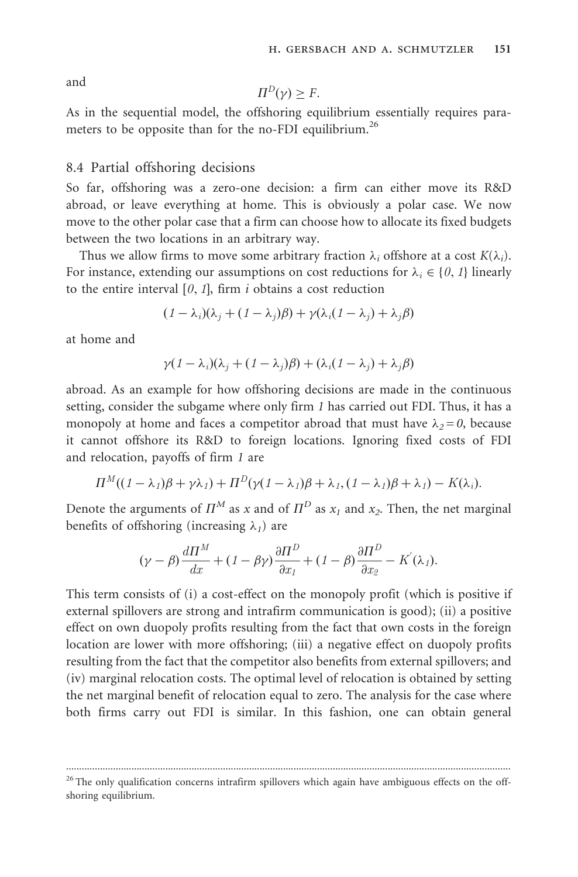and

$$\Pi^D(\gamma) \geq F.$$

As in the sequential model, the offshoring equilibrium essentially requires parameters to be opposite than for the no-FDI equilibrium.[26]

### 8.4 Partial offshoring decisions

So far, offshoring was a zero-one decision: a firm can either move its R&D abroad, or leave everything at home. This is obviously a polar case. We now move to the other polar case that a firm can choose how to allocate its fixed budgets between the two locations in an arbitrary way.

Thus we allow firms to move some arbitrary fraction $\lambda_i$ offshore at a cost $K(\lambda_i)$. For instance, extending our assumptions on cost reductions for $\lambda_i \in \{0, 1\}$ linearly to the entire interval $[0, 1]$, firm $i$ obtains a cost reduction

$$(1 - \lambda_i)(\lambda_j + (1 - \lambda_j)\beta) + \gamma(\lambda_i(1 - \lambda_j) + \lambda_j\beta)$$

at home and

$$\gamma(1 - \lambda_i)(\lambda_j + (1 - \lambda_j)\beta) + (\lambda_i(1 - \lambda_j) + \lambda_j\beta)$$

abroad. As an example for how offshoring decisions are made in the continuous setting, consider the subgame where only firm $1$ has carried out FDI. Thus, it has a monopoly at home and faces a competitor abroad that must have $\lambda_2 = 0$, because it cannot offshore its R&D to foreign locations. Ignoring fixed costs of FDI and relocation, payoffs of firm $1$ are

$$\Pi^M((1 - \lambda_1)\beta + \gamma\lambda_1) + \Pi^D(\gamma(1 - \lambda_1)\beta + \lambda_1, (1 - \lambda_1)\beta + \lambda_1) - K(\lambda_i).$$

Denote the arguments of $\Pi^M$ as $x$ and of $\Pi^D$ as $x_1$ and $x_2$. Then, the net marginal benefits of offshoring (increasing $\lambda_1$) are

$$(\gamma - \beta)\frac{d\Pi^M}{dx} + (1 - \beta\gamma)\frac{\partial \Pi^D}{\partial x_1} + (1 - \beta)\frac{\partial \Pi^D}{\partial x_2} - K'(\lambda_1).$$

This term consists of (i) a cost-effect on the monopoly profit (which is positive if external spillovers are strong and intrafirm communication is good); (ii) a positive effect on own duopoly profits resulting from the fact that own costs in the foreign location are lower with more offshoring; (iii) a negative effect on duopoly profits resulting from the fact that the competitor also benefits from external spillovers; and (iv) marginal relocation costs. The optimal level of relocation is obtained by setting the net marginal benefit of relocation equal to zero. The analysis for the case where both firms carry out FDI is similar. In this fashion, one can obtain general

---

[26] The only qualification concerns intrafirm spillovers which again have ambiguous effects on the offshoring equilibrium.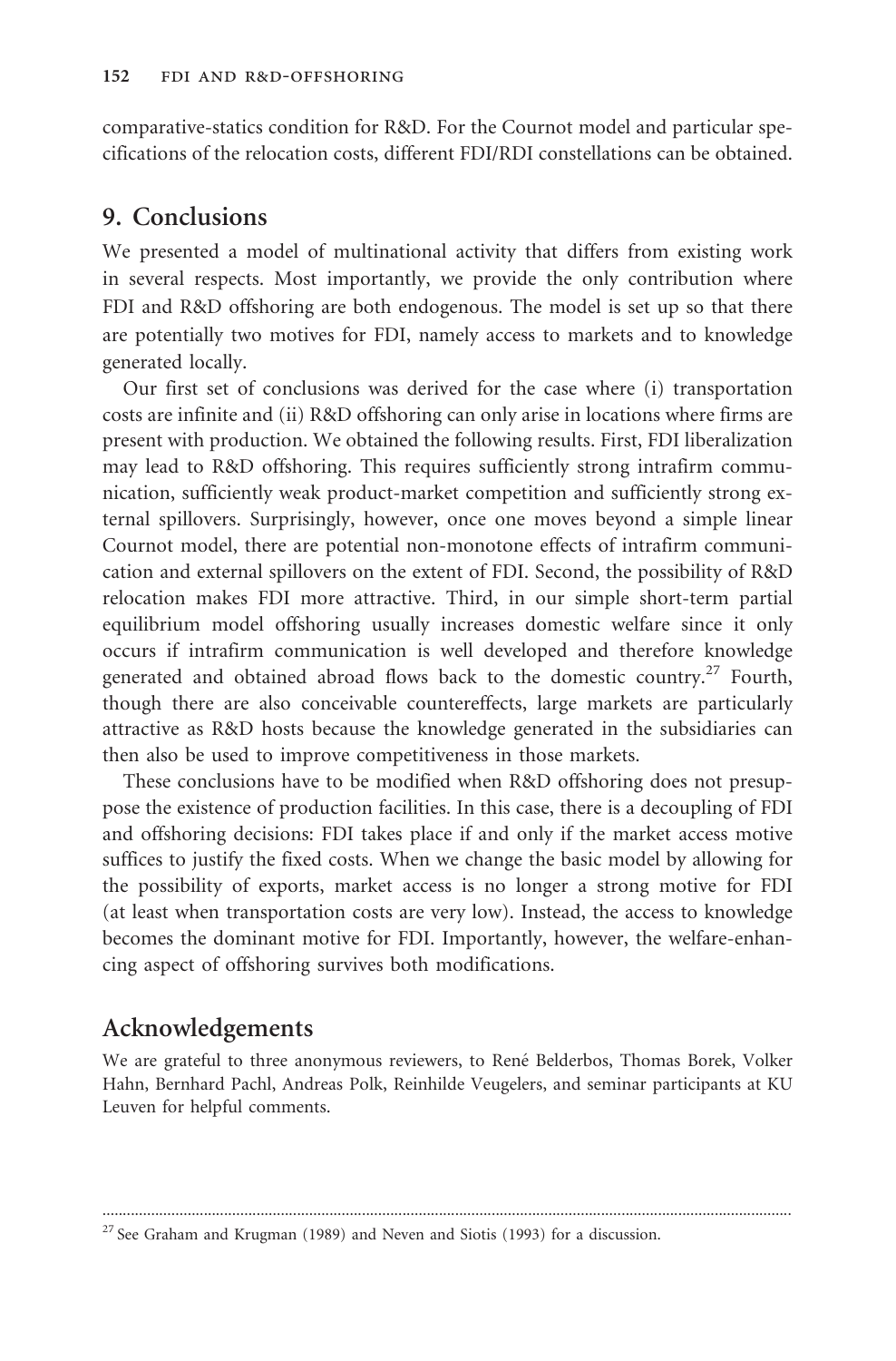comparative-statics condition for R&D. For the Cournot model and particular specifications of the relocation costs, different FDI/RDI constellations can be obtained.

## 9. Conclusions

We presented a model of multinational activity that differs from existing work in several respects. Most importantly, we provide the only contribution where FDI and R&D offshoring are both endogenous. The model is set up so that there are potentially two motives for FDI, namely access to markets and to knowledge generated locally.

Our first set of conclusions was derived for the case where (i) transportation costs are infinite and (ii) R&D offshoring can only arise in locations where firms are present with production. We obtained the following results. First, FDI liberalization may lead to R&D offshoring. This requires sufficiently strong intrafirm communication, sufficiently weak product-market competition and sufficiently strong external spillovers. Surprisingly, however, once one moves beyond a simple linear Cournot model, there are potential non-monotone effects of intrafirm communication and external spillovers on the extent of FDI. Second, the possibility of R&D relocation makes FDI more attractive. Third, in our simple short-term partial equilibrium model offshoring usually increases domestic welfare since it only occurs if intrafirm communication is well developed and therefore knowledge generated and obtained abroad flows back to the domestic country.[27] Fourth, though there are also conceivable countereffects, large markets are particularly attractive as R&D hosts because the knowledge generated in the subsidiaries can then also be used to improve competitiveness in those markets.

These conclusions have to be modified when R&D offshoring does not presuppose the existence of production facilities. In this case, there is a decoupling of FDI and offshoring decisions: FDI takes place if and only if the market access motive suffices to justify the fixed costs. When we change the basic model by allowing for the possibility of exports, market access is no longer a strong motive for FDI (at least when transportation costs are very low). Instead, the access to knowledge becomes the dominant motive for FDI. Importantly, however, the welfare-enhancing aspect of offshoring survives both modifications.

## Acknowledgements

We are grateful to three anonymous reviewers, to René Belderbos, Thomas Borek, Volker Hahn, Bernhard Pachl, Andreas Polk, Reinhilde Veugelers, and seminar participants at KU Leuven for helpful comments.

[27] See Graham and Krugman (1989) and Neven and Siotis (1993) for a discussion.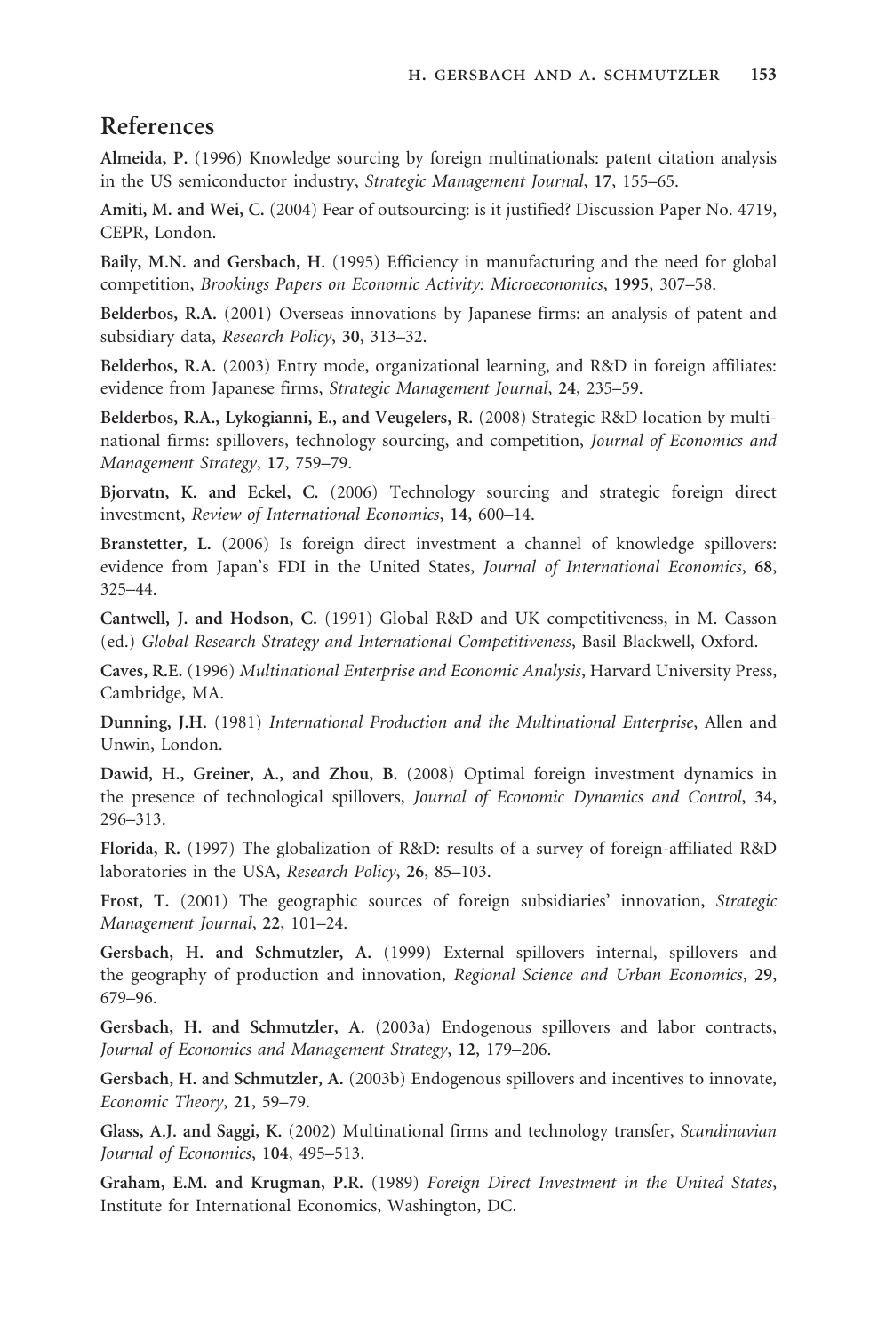## References

**Almeida, P.** (1996) Knowledge sourcing by foreign multinationals: patent citation analysis in the US semiconductor industry, *Strategic Management Journal*, **17**, 155–65.

**Amiti, M. and Wei, C.** (2004) Fear of outsourcing: is it justified? Discussion Paper No. 4719, CEPR, London.

**Baily, M.N. and Gersbach, H.** (1995) Efficiency in manufacturing and the need for global competition, *Brookings Papers on Economic Activity: Microeconomics*, **1995**, 307–58.

**Belderbos, R.A.** (2001) Overseas innovations by Japanese firms: an analysis of patent and subsidiary data, *Research Policy*, **30**, 313–32.

**Belderbos, R.A.** (2003) Entry mode, organizational learning, and R&D in foreign affiliates: evidence from Japanese firms, *Strategic Management Journal*, **24**, 235–59.

**Belderbos, R.A., Lykogianni, E., and Veugelers, R.** (2008) Strategic R&D location by multinational firms: spillovers, technology sourcing, and competition, *Journal of Economics and Management Strategy*, **17**, 759–79.

**Bjorvatn, K. and Eckel, C.** (2006) Technology sourcing and strategic foreign direct investment, *Review of International Economics*, **14**, 600–14.

**Branstetter, L.** (2006) Is foreign direct investment a channel of knowledge spillovers: evidence from Japan's FDI in the United States, *Journal of International Economics*, **68**, 325–44.

**Cantwell, J. and Hodson, C.** (1991) Global R&D and UK competitiveness, in M. Casson (ed.) *Global Research Strategy and International Competitiveness*, Basil Blackwell, Oxford.

**Caves, R.E.** (1996) *Multinational Enterprise and Economic Analysis*, Harvard University Press, Cambridge, MA.

**Dunning, J.H.** (1981) *International Production and the Multinational Enterprise*, Allen and Unwin, London.

**Dawid, H., Greiner, A., and Zhou, B.** (2008) Optimal foreign investment dynamics in the presence of technological spillovers, *Journal of Economic Dynamics and Control*, **34**, 296–313.

**Florida, R.** (1997) The globalization of R&D: results of a survey of foreign-affiliated R&D laboratories in the USA, *Research Policy*, **26**, 85–103.

**Frost, T.** (2001) The geographic sources of foreign subsidiaries' innovation, *Strategic Management Journal*, **22**, 101–24.

**Gersbach, H. and Schmutzler, A.** (1999) External spillovers internal, spillovers and the geography of production and innovation, *Regional Science and Urban Economics*, **29**, 679–96.

**Gersbach, H. and Schmutzler, A.** (2003a) Endogenous spillovers and labor contracts, *Journal of Economics and Management Strategy*, **12**, 179–206.

**Gersbach, H. and Schmutzler, A.** (2003b) Endogenous spillovers and incentives to innovate, *Economic Theory*, **21**, 59–79.

**Glass, A.J. and Saggi, K.** (2002) Multinational firms and technology transfer, *Scandinavian Journal of Economics*, **104**, 495–513.

**Graham, E.M. and Krugman, P.R.** (1989) *Foreign Direct Investment in the United States*, Institute for International Economics, Washington, DC.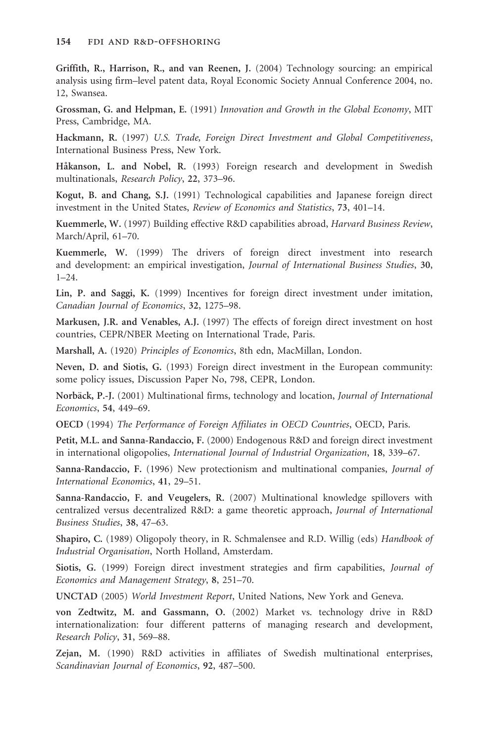**Griffith, R., Harrison, R., and van Reenen, J.** (2004) Technology sourcing: an empirical analysis using firm–level patent data, Royal Economic Society Annual Conference 2004, no. 12, Swansea.

**Grossman, G. and Helpman, E.** (1991) *Innovation and Growth in the Global Economy*, MIT Press, Cambridge, MA.

**Hackmann, R.** (1997) *U.S. Trade, Foreign Direct Investment and Global Competitiveness*, International Business Press, New York.

**Håkanson, L. and Nobel, R.** (1993) Foreign research and development in Swedish multinationals, *Research Policy*, **22**, 373–96.

**Kogut, B. and Chang, S.J.** (1991) Technological capabilities and Japanese foreign direct investment in the United States, *Review of Economics and Statistics*, **73**, 401–14.

**Kuemmerle, W.** (1997) Building effective R&D capabilities abroad, *Harvard Business Review*, March/April, 61–70.

**Kuemmerle, W.** (1999) The drivers of foreign direct investment into research and development: an empirical investigation, *Journal of International Business Studies*, **30**, 1–24.

**Lin, P. and Saggi, K.** (1999) Incentives for foreign direct investment under imitation, *Canadian Journal of Economics*, **32**, 1275–98.

**Markusen, J.R. and Venables, A.J.** (1997) The effects of foreign direct investment on host countries, CEPR/NBER Meeting on International Trade, Paris.

**Marshall, A.** (1920) *Principles of Economics*, 8th edn, MacMillan, London.

**Neven, D. and Siotis, G.** (1993) Foreign direct investment in the European community: some policy issues, Discussion Paper No, 798, CEPR, London.

**Norbäck, P.-J.** (2001) Multinational firms, technology and location, *Journal of International Economics*, **54**, 449–69.

**OECD** (1994) *The Performance of Foreign Affiliates in OECD Countries*, OECD, Paris.

**Petit, M.L. and Sanna-Randaccio, F.** (2000) Endogenous R&D and foreign direct investment in international oligopolies, *International Journal of Industrial Organization*, **18**, 339–67.

**Sanna-Randaccio, F.** (1996) New protectionism and multinational companies, *Journal of International Economics*, **41**, 29–51.

**Sanna-Randaccio, F. and Veugelers, R.** (2007) Multinational knowledge spillovers with centralized versus decentralized R&D: a game theoretic approach, *Journal of International Business Studies*, **38**, 47–63.

**Shapiro, C.** (1989) Oligopoly theory, in R. Schmalensee and R.D. Willig (eds) *Handbook of Industrial Organisation*, North Holland, Amsterdam.

**Siotis, G.** (1999) Foreign direct investment strategies and firm capabilities, *Journal of Economics and Management Strategy*, **8**, 251–70.

**UNCTAD** (2005) *World Investment Report*, United Nations, New York and Geneva.

**von Zedtwitz, M. and Gassmann, O.** (2002) Market vs. technology drive in R&D internationalization: four different patterns of managing research and development, *Research Policy*, **31**, 569–88.

**Zejan, M.** (1990) R&D activities in affiliates of Swedish multinational enterprises, *Scandinavian Journal of Economics*, **92**, 487–500.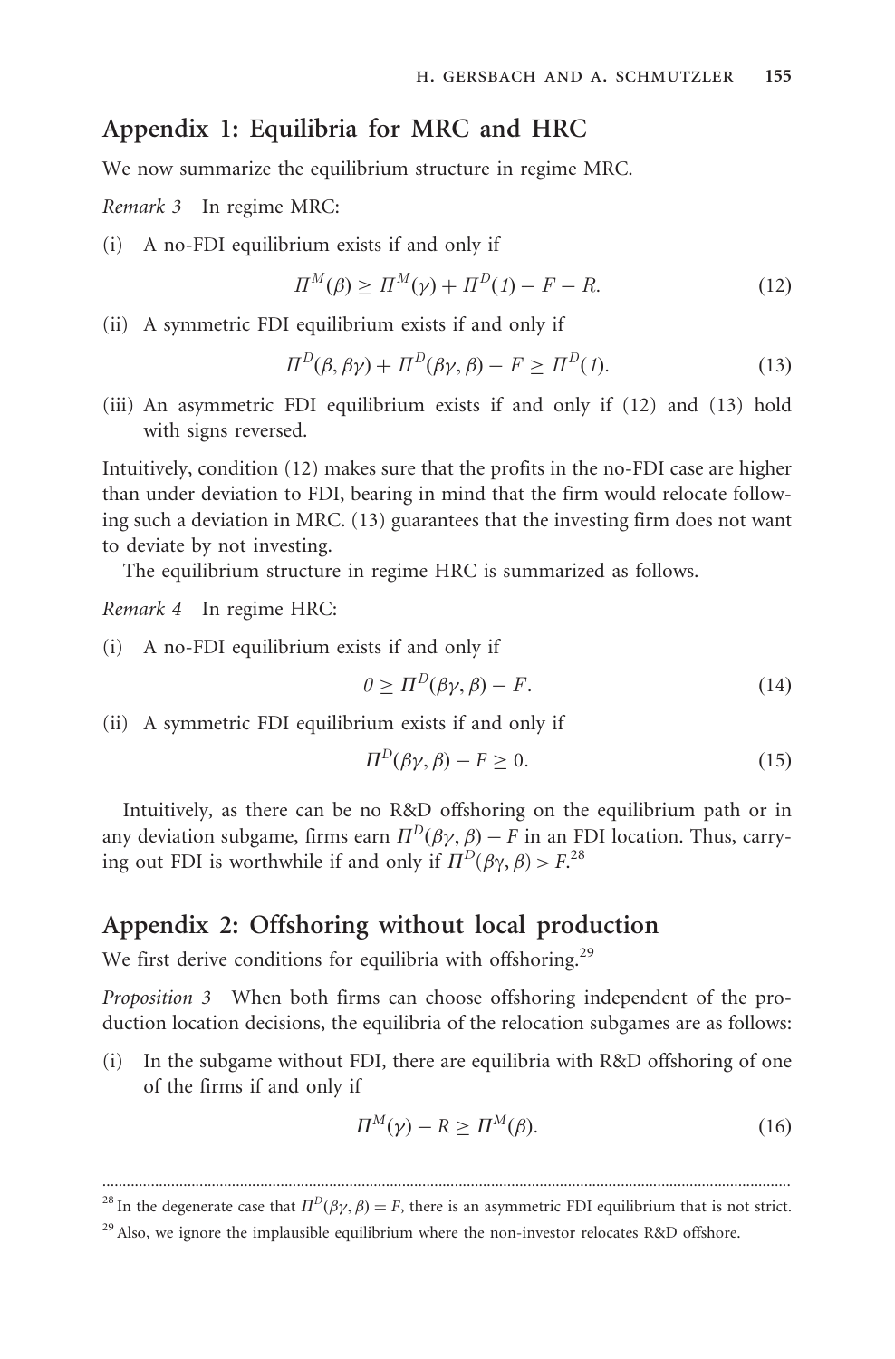## Appendix 1: Equilibria for MRC and HRC

We now summarize the equilibrium structure in regime MRC.

*Remark 3* In regime MRC:

(i) A no-FDI equilibrium exists if and only if

$$\Pi^M(\beta) \geq \Pi^M(\gamma) + \Pi^D(1) - F - R. \tag{12}$$

(ii) A symmetric FDI equilibrium exists if and only if

$$\Pi^D(\beta, \beta\gamma) + \Pi^D(\beta\gamma, \beta) - F \geq \Pi^D(1). \tag{13}$$

(iii) An asymmetric FDI equilibrium exists if and only if (12) and (13) hold with signs reversed.

Intuitively, condition (12) makes sure that the profits in the no-FDI case are higher than under deviation to FDI, bearing in mind that the firm would relocate following such a deviation in MRC. (13) guarantees that the investing firm does not want to deviate by not investing.

The equilibrium structure in regime HRC is summarized as follows.

*Remark 4* In regime HRC:

(i) A no-FDI equilibrium exists if and only if

$$0 \geq \Pi^D(\beta\gamma, \beta) - F. \tag{14}$$

(ii) A symmetric FDI equilibrium exists if and only if

$$\Pi^D(\beta\gamma, \beta) - F \geq 0. \tag{15}$$

Intuitively, as there can be no R&D offshoring on the equilibrium path or in any deviation subgame, firms earn $\Pi^D(\beta\gamma, \beta) - F$ in an FDI location. Thus, carrying out FDI is worthwhile if and only if $\Pi^D(\beta\gamma, \beta) > F$.[28]

## Appendix 2: Offshoring without local production

We first derive conditions for equilibria with offshoring.[29]

*Proposition 3* When both firms can choose offshoring independent of the production location decisions, the equilibria of the relocation subgames are as follows:

(i) In the subgame without FDI, there are equilibria with R&D offshoring of one of the firms if and only if

$$\Pi^M(\gamma) - R \geq \Pi^M(\beta). \tag{16}$$

---

[28] In the degenerate case that $\Pi^D(\beta\gamma, \beta) = F$, there is an asymmetric FDI equilibrium that is not strict.

[29] Also, we ignore the implausible equilibrium where the non-investor relocates R&D offshore.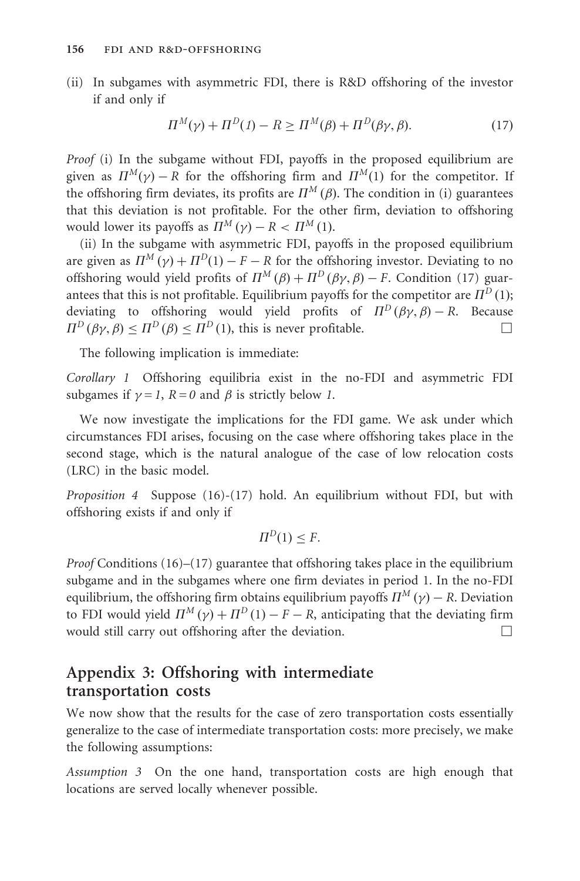(ii) In subgames with asymmetric FDI, there is R&D offshoring of the investor if and only if

$$\Pi^M(\gamma) + \Pi^D(1) - R \geq \Pi^M(\beta) + \Pi^D(\beta\gamma, \beta). \tag{17}$$

*Proof* (i) In the subgame without FDI, payoffs in the proposed equilibrium are given as $\Pi^M(\gamma) - R$ for the offshoring firm and $\Pi^M(1)$ for the competitor. If the offshoring firm deviates, its profits are $\Pi^M(\beta)$. The condition in (i) guarantees that this deviation is not profitable. For the other firm, deviation to offshoring would lower its payoffs as $\Pi^M(\gamma) - R < \Pi^M(1)$.

(ii) In the subgame with asymmetric FDI, payoffs in the proposed equilibrium are given as $\Pi^M(\gamma) + \Pi^D(1) - F - R$ for the offshoring investor. Deviating to no offshoring would yield profits of $\Pi^M(\beta) + \Pi^D(\beta\gamma, \beta) - F$. Condition (17) guarantees that this is not profitable. Equilibrium payoffs for the competitor are $\Pi^D(1)$; deviating to offshoring would yield profits of $\Pi^D(\beta\gamma, \beta) - R$. Because $\Pi^D(\beta\gamma, \beta) \leq \Pi^D(\beta) \leq \Pi^D(1)$, this is never profitable. □

The following implication is immediate:

*Corollary 1* Offshoring equilibria exist in the no-FDI and asymmetric FDI subgames if $\gamma = 1$, $R = 0$ and $\beta$ is strictly below $1$.

We now investigate the implications for the FDI game. We ask under which circumstances FDI arises, focusing on the case where offshoring takes place in the second stage, which is the natural analogue of the case of low relocation costs (LRC) in the basic model.

*Proposition 4* Suppose (16)-(17) hold. An equilibrium without FDI, but with offshoring exists if and only if

$$\Pi^D(1) \leq F.$$

*Proof* Conditions (16)–(17) guarantee that offshoring takes place in the equilibrium subgame and in the subgames where one firm deviates in period 1. In the no-FDI equilibrium, the offshoring firm obtains equilibrium payoffs $\Pi^M(\gamma) - R$. Deviation to FDI would yield $\Pi^M(\gamma) + \Pi^D(1) - F - R$, anticipating that the deviating firm would still carry out offshoring after the deviation. □

## Appendix 3: Offshoring with intermediate transportation costs

We now show that the results for the case of zero transportation costs essentially generalize to the case of intermediate transportation costs: more precisely, we make the following assumptions:

*Assumption 3* On the one hand, transportation costs are high enough that locations are served locally whenever possible.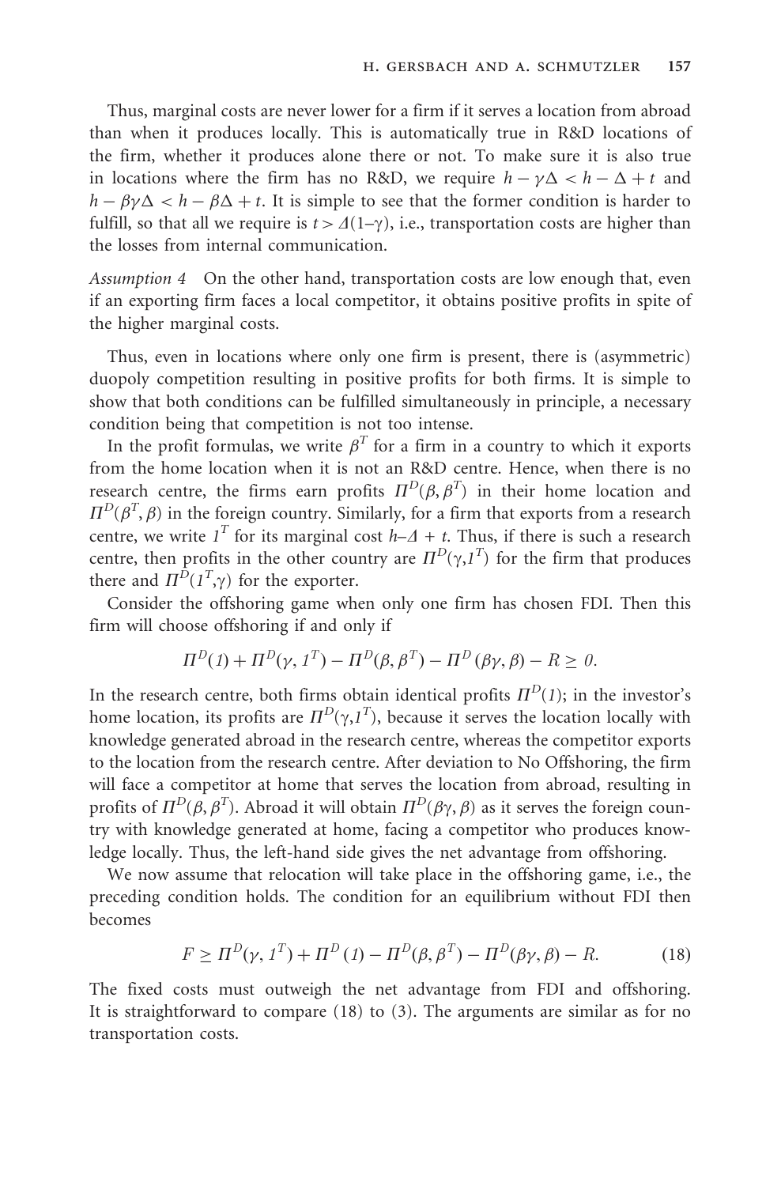Thus, marginal costs are never lower for a firm if it serves a location from abroad than when it produces locally. This is automatically true in R&D locations of the firm, whether it produces alone there or not. To make sure it is also true in locations where the firm has no R&D, we require $h - \gamma\Delta < h - \Delta + t$ and $h - \beta\gamma\Delta < h - \beta\Delta + t$. It is simple to see that the former condition is harder to fulfill, so that all we require is $t > \Delta(1-\gamma)$, i.e., transportation costs are higher than the losses from internal communication.

*Assumption 4* On the other hand, transportation costs are low enough that, even if an exporting firm faces a local competitor, it obtains positive profits in spite of the higher marginal costs.

Thus, even in locations where only one firm is present, there is (asymmetric) duopoly competition resulting in positive profits for both firms. It is simple to show that both conditions can be fulfilled simultaneously in principle, a necessary condition being that competition is not too intense.

In the profit formulas, we write $\beta^T$ for a firm in a country to which it exports from the home location when it is not an R&D centre. Hence, when there is no research centre, the firms earn profits $\Pi^D(\beta, \beta^T)$ in their home location and $\Pi^D(\beta^T, \beta)$ in the foreign country. Similarly, for a firm that exports from a research centre, we write $1^T$ for its marginal cost $h - \Delta + t$. Thus, if there is such a research centre, then profits in the other country are $\Pi^D(\gamma, 1^T)$ for the firm that produces there and $\Pi^D(1^T, \gamma)$ for the exporter.

Consider the offshoring game when only one firm has chosen FDI. Then this firm will choose offshoring if and only if

$$\Pi^D(1) + \Pi^D(\gamma, 1^T) - \Pi^D(\beta, \beta^T) - \Pi^D(\beta\gamma, \beta) - R \geq 0.$$

In the research centre, both firms obtain identical profits $\Pi^D(1)$; in the investor's home location, its profits are $\Pi^D(\gamma, 1^T)$, because it serves the location locally with knowledge generated abroad in the research centre, whereas the competitor exports to the location from the research centre. After deviation to No Offshoring, the firm will face a competitor at home that serves the location from abroad, resulting in profits of $\Pi^D(\beta, \beta^T)$. Abroad it will obtain $\Pi^D(\beta\gamma, \beta)$ as it serves the foreign country with knowledge generated at home, facing a competitor who produces knowledge locally. Thus, the left-hand side gives the net advantage from offshoring.

We now assume that relocation will take place in the offshoring game, i.e., the preceding condition holds. The condition for an equilibrium without FDI then becomes

$$F \geq \Pi^D(\gamma, 1^T) + \Pi^D(1) - \Pi^D(\beta, \beta^T) - \Pi^D(\beta\gamma, \beta) - R. \tag{18}$$

The fixed costs must outweigh the net advantage from FDI and offshoring. It is straightforward to compare (18) to (3). The arguments are similar as for no transportation costs.